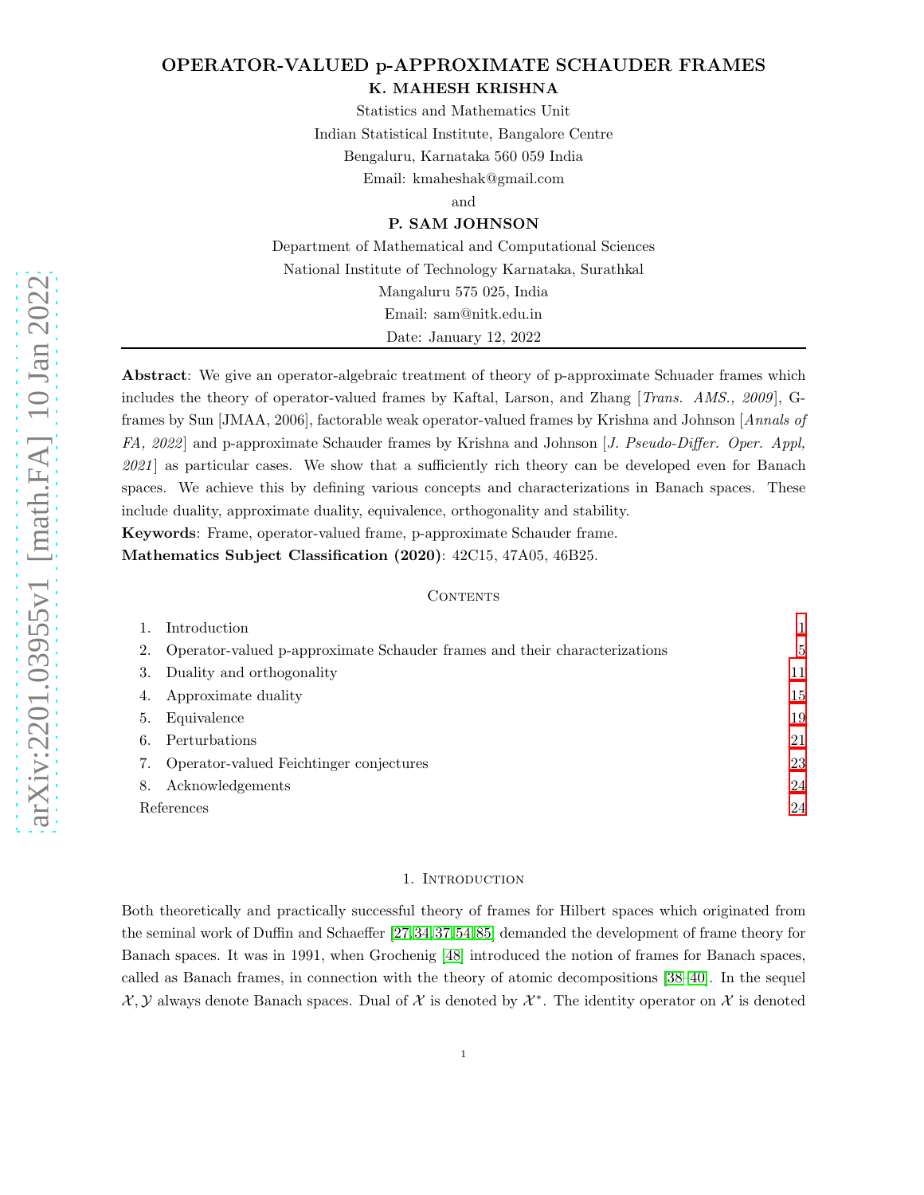# OPERATOR-VALUED p-APPROXIMATE SCHAUDER FRAMES

**K. MAHESH KRISHNA**

Statistics and Mathematics Unit
Indian Statistical Institute, Bangalore Centre
Bengaluru, Karnataka 560 059 India
Email: kmaheshak@gmail.com

and

**P. SAM JOHNSON**

Department of Mathematical and Computational Sciences
National Institute of Technology Karnataka, Surathkal
Mangaluru 575 025, India
Email: sam@nitk.edu.in

Date: January 12, 2022

---

**Abstract**: We give an operator-algebraic treatment of theory of p-approximate Schuader frames which includes the theory of operator-valued frames by Kaftal, Larson, and Zhang [*Trans. AMS., 2009*], G-frames by Sun [JMAA, 2006], factorable weak operator-valued frames by Krishna and Johnson [*Annals of FA, 2022*] and p-approximate Schauder frames by Krishna and Johnson [*J. Pseudo-Differ. Oper. Appl, 2021*] as particular cases. We show that a sufficiently rich theory can be developed even for Banach spaces. We achieve this by defining various concepts and characterizations in Banach spaces. These include duality, approximate duality, equivalence, orthogonality and stability.

**Keywords**: Frame, operator-valued frame, p-approximate Schauder frame.

**Mathematics Subject Classification (2020)**: 42C15, 47A05, 46B25.

## Contents

1. Introduction — 1
2. Operator-valued p-approximate Schauder frames and their characterizations — 5
3. Duality and orthogonality — 11
4. Approximate duality — 15
5. Equivalence — 19
6. Perturbations — 21
7. Operator-valued Feichtinger conjectures — 23
8. Acknowledgements — 24

References — 24

## 1. Introduction

Both theoretically and practically successful theory of frames for Hilbert spaces which originated from the seminal work of Duffin and Schaeffer [27,34,37,54,85] demanded the development of frame theory for Banach spaces. It was in 1991, when Grochenig [48] introduced the notion of frames for Banach spaces, called as Banach frames, in connection with the theory of atomic decompositions [38–40]. In the sequel $\mathcal{X}, \mathcal{Y}$ always denote Banach spaces. Dual of $\mathcal{X}$ is denoted by $\mathcal{X}^*$. The identity operator on $\mathcal{X}$ is denoted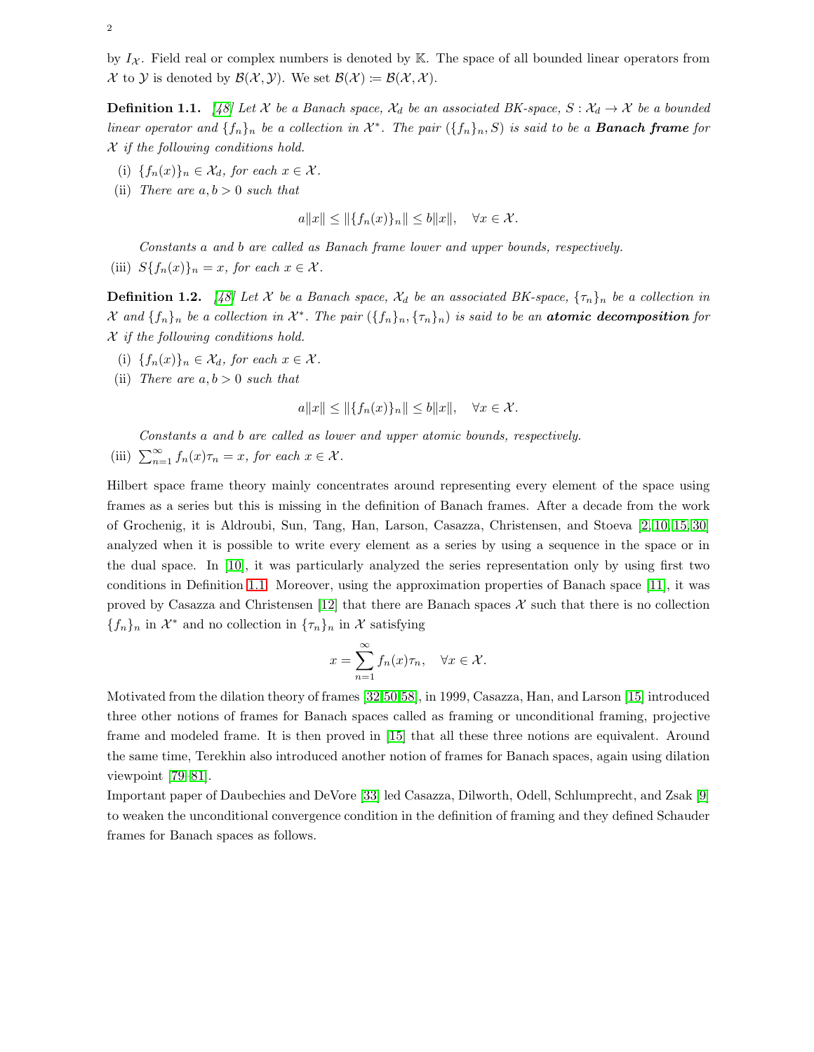by $I_{\mathcal{X}}$. Field real or complex numbers is denoted by $\mathbb{K}$. The space of all bounded linear operators from $\mathcal{X}$ to $\mathcal{Y}$ is denoted by $\mathcal{B}(\mathcal{X}, \mathcal{Y})$. We set $\mathcal{B}(\mathcal{X}) := \mathcal{B}(\mathcal{X}, \mathcal{X})$.

**Definition 1.1.** *[48] Let $\mathcal{X}$ be a Banach space, $\mathcal{X}_d$ be an associated BK-space, $S : \mathcal{X}_d \to \mathcal{X}$ be a bounded linear operator and $\{f_n\}_n$ be a collection in $\mathcal{X}^*$. The pair $(\{f_n\}_n, S)$ is said to be a **Banach frame** for $\mathcal{X}$ if the following conditions hold.*

(i) *$\{f_n(x)\}_n \in \mathcal{X}_d$, for each $x \in \mathcal{X}$.*

(ii) *There are $a, b > 0$ such that*

$$a\|x\| \leq \|\{f_n(x)\}_n\| \leq b\|x\|, \quad \forall x \in \mathcal{X}.$$

*Constants $a$ and $b$ are called as Banach frame lower and upper bounds, respectively.*

(iii) *$S\{f_n(x)\}_n = x$, for each $x \in \mathcal{X}$.*

**Definition 1.2.** *[48] Let $\mathcal{X}$ be a Banach space, $\mathcal{X}_d$ be an associated BK-space, $\{\tau_n\}_n$ be a collection in $\mathcal{X}$ and $\{f_n\}_n$ be a collection in $\mathcal{X}^*$. The pair $(\{f_n\}_n, \{\tau_n\}_n)$ is said to be an **atomic decomposition** for $\mathcal{X}$ if the following conditions hold.*

(i) *$\{f_n(x)\}_n \in \mathcal{X}_d$, for each $x \in \mathcal{X}$.*

(ii) *There are $a, b > 0$ such that*

$$a\|x\| \leq \|\{f_n(x)\}_n\| \leq b\|x\|, \quad \forall x \in \mathcal{X}.$$

*Constants $a$ and $b$ are called as lower and upper atomic bounds, respectively.*

(iii) *$\sum_{n=1}^{\infty} f_n(x)\tau_n = x$, for each $x \in \mathcal{X}$.*

Hilbert space frame theory mainly concentrates around representing every element of the space using frames as a series but this is missing in the definition of Banach frames. After a decade from the work of Grochenig, it is Aldroubi, Sun, Tang, Han, Larson, Casazza, Christensen, and Stoeva [2,10,15,30] analyzed when it is possible to write every element as a series by using a sequence in the space or in the dual space. In [10], it was particularly analyzed the series representation only by using first two conditions in Definition 1.1. Moreover, using the approximation properties of Banach space [11], it was proved by Casazza and Christensen [12] that there are Banach spaces $\mathcal{X}$ such that there is no collection $\{f_n\}_n$ in $\mathcal{X}^*$ and no collection in $\{\tau_n\}_n$ in $\mathcal{X}$ satisfying

$$x = \sum_{n=1}^{\infty} f_n(x)\tau_n, \quad \forall x \in \mathcal{X}.$$

Motivated from the dilation theory of frames [32,50,58], in 1999, Casazza, Han, and Larson [15] introduced three other notions of frames for Banach spaces called as framing or unconditional framing, projective frame and modeled frame. It is then proved in [15] that all these three notions are equivalent. Around the same time, Terekhin also introduced another notion of frames for Banach spaces, again using dilation viewpoint [79–81].

Important paper of Daubechies and DeVore [33] led Casazza, Dilworth, Odell, Schlumprecht, and Zsak [9] to weaken the unconditional convergence condition in the definition of framing and they defined Schauder frames for Banach spaces as follows.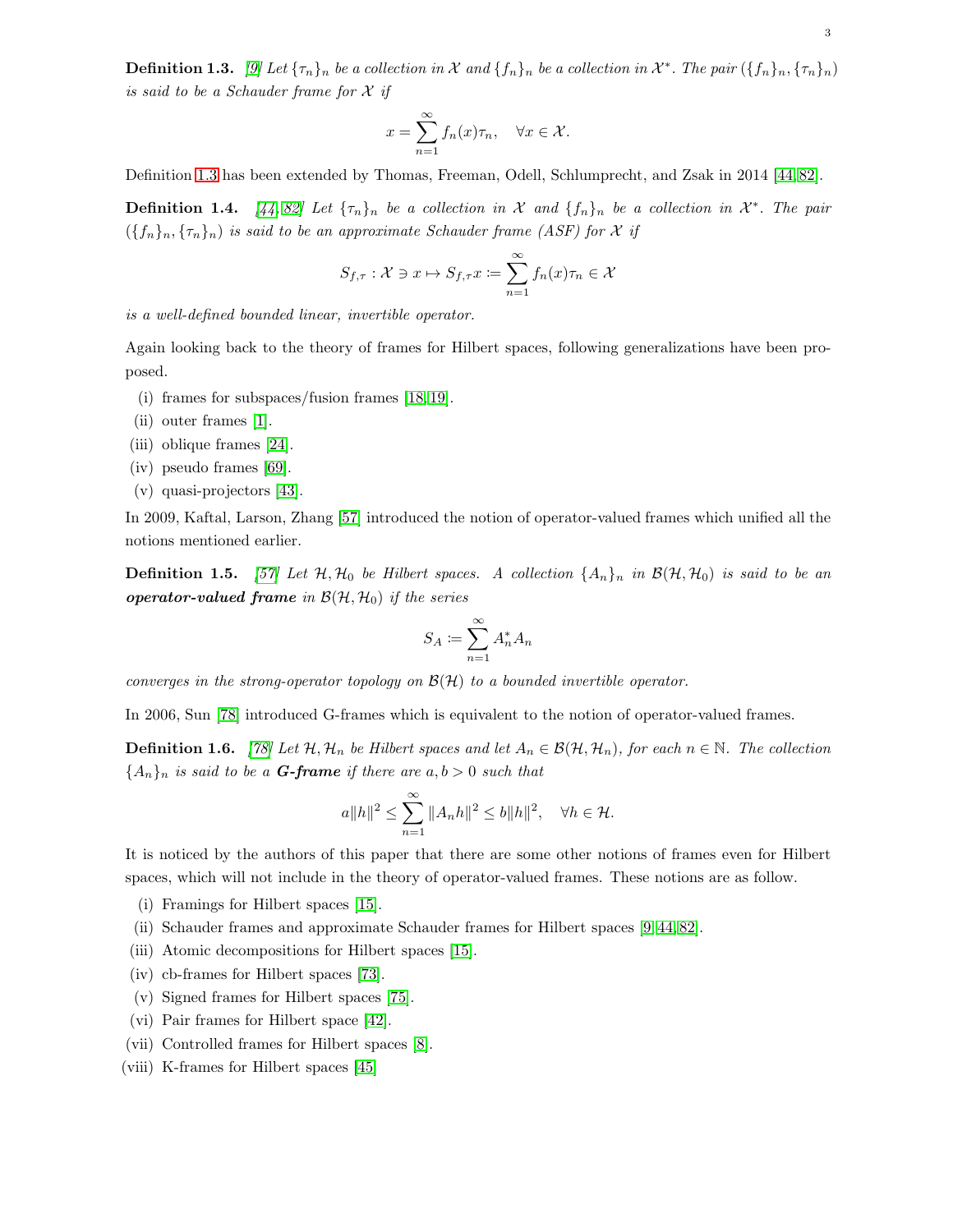**Definition 1.3.** *[9] Let $\{\tau_n\}_n$ be a collection in $\mathcal{X}$ and $\{f_n\}_n$ be a collection in $\mathcal{X}^*$. The pair $(\{f_n\}_n, \{\tau_n\}_n)$ is said to be a Schauder frame for $\mathcal{X}$ if*

$$x = \sum_{n=1}^{\infty} f_n(x)\tau_n, \quad \forall x \in \mathcal{X}.$$

Definition 1.3 has been extended by Thomas, Freeman, Odell, Schlumprecht, and Zsak in 2014 [44,82].

**Definition 1.4.** *[44,82] Let $\{\tau_n\}_n$ be a collection in $\mathcal{X}$ and $\{f_n\}_n$ be a collection in $\mathcal{X}^*$. The pair $(\{f_n\}_n, \{\tau_n\}_n)$ is said to be an approximate Schauder frame (ASF) for $\mathcal{X}$ if*

$$S_{f,\tau} : \mathcal{X} \ni x \mapsto S_{f,\tau}x \coloneqq \sum_{n=1}^{\infty} f_n(x)\tau_n \in \mathcal{X}$$

*is a well-defined bounded linear, invertible operator.*

Again looking back to the theory of frames for Hilbert spaces, following generalizations have been proposed.

(i) frames for subspaces/fusion frames [18,19].
(ii) outer frames [1].
(iii) oblique frames [24].
(iv) pseudo frames [69].
(v) quasi-projectors [43].

In 2009, Kaftal, Larson, Zhang [57] introduced the notion of operator-valued frames which unified all the notions mentioned earlier.

**Definition 1.5.** *[57] Let $\mathcal{H}, \mathcal{H}_0$ be Hilbert spaces. A collection $\{A_n\}_n$ in $\mathcal{B}(\mathcal{H}, \mathcal{H}_0)$ is said to be an **operator-valued frame** in $\mathcal{B}(\mathcal{H}, \mathcal{H}_0)$ if the series*

$$S_A \coloneqq \sum_{n=1}^{\infty} A_n^* A_n$$

*converges in the strong-operator topology on $\mathcal{B}(\mathcal{H})$ to a bounded invertible operator.*

In 2006, Sun [78] introduced G-frames which is equivalent to the notion of operator-valued frames.

**Definition 1.6.** *[78] Let $\mathcal{H}, \mathcal{H}_n$ be Hilbert spaces and let $A_n \in \mathcal{B}(\mathcal{H}, \mathcal{H}_n)$, for each $n \in \mathbb{N}$. The collection $\{A_n\}_n$ is said to be a **G-frame** if there are $a, b > 0$ such that*

$$a\|h\|^2 \leq \sum_{n=1}^{\infty} \|A_n h\|^2 \leq b\|h\|^2, \quad \forall h \in \mathcal{H}.$$

It is noticed by the authors of this paper that there are some other notions of frames even for Hilbert spaces, which will not include in the theory of operator-valued frames. These notions are as follow.

(i) Framings for Hilbert spaces [15].
(ii) Schauder frames and approximate Schauder frames for Hilbert spaces [9,44,82].
(iii) Atomic decompositions for Hilbert spaces [15].
(iv) cb-frames for Hilbert spaces [73].
(v) Signed frames for Hilbert spaces [75].
(vi) Pair frames for Hilbert space [42].
(vii) Controlled frames for Hilbert spaces [8].
(viii) K-frames for Hilbert spaces [45]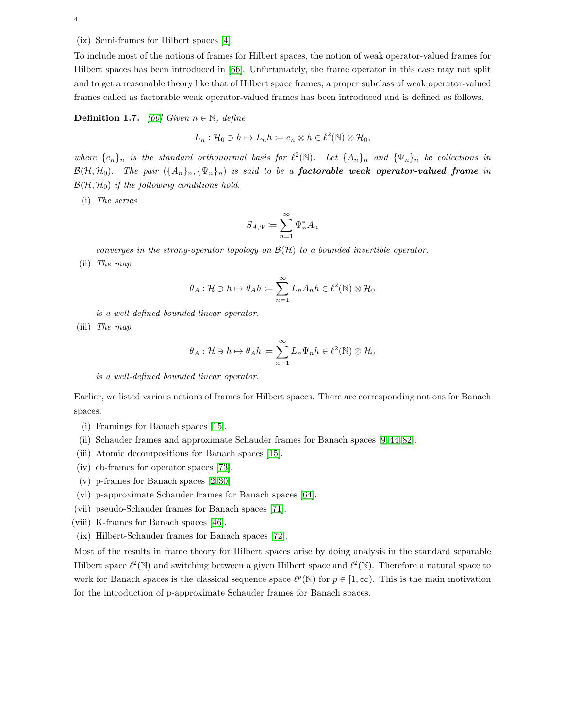(ix) Semi-frames for Hilbert spaces [4].

To include most of the notions of frames for Hilbert spaces, the notion of weak operator-valued frames for Hilbert spaces has been introduced in [66]. Unfortunately, the frame operator in this case may not split and to get a reasonable theory like that of Hilbert space frames, a proper subclass of weak operator-valued frames called as factorable weak operator-valued frames has been introduced and is defined as follows.

**Definition 1.7.** *[66] Given $n \in \mathbb{N}$, define*

$$L_n : \mathcal{H}_0 \ni h \mapsto L_n h := e_n \otimes h \in \ell^2(\mathbb{N}) \otimes \mathcal{H}_0,$$

*where $\{e_n\}_n$ is the standard orthonormal basis for $\ell^2(\mathbb{N})$. Let $\{A_n\}_n$ and $\{\Psi_n\}_n$ be collections in $\mathcal{B}(\mathcal{H}, \mathcal{H}_0)$. The pair $(\{A_n\}_n, \{\Psi_n\}_n)$ is said to be a **factorable weak operator-valued frame** in $\mathcal{B}(\mathcal{H}, \mathcal{H}_0)$ if the following conditions hold.*

(i) *The series*

$$S_{A,\Psi} := \sum_{n=1}^{\infty} \Psi_n^* A_n$$

*converges in the strong-operator topology on $\mathcal{B}(\mathcal{H})$ to a bounded invertible operator.*

(ii) *The map*

$$\theta_A : \mathcal{H} \ni h \mapsto \theta_A h := \sum_{n=1}^{\infty} L_n A_n h \in \ell^2(\mathbb{N}) \otimes \mathcal{H}_0$$

*is a well-defined bounded linear operator.*

(iii) *The map*

$$\theta_A : \mathcal{H} \ni h \mapsto \theta_A h := \sum_{n=1}^{\infty} L_n \Psi_n h \in \ell^2(\mathbb{N}) \otimes \mathcal{H}_0$$

*is a well-defined bounded linear operator.*

Earlier, we listed various notions of frames for Hilbert spaces. There are corresponding notions for Banach spaces.

(i) Framings for Banach spaces [15].
(ii) Schauder frames and approximate Schauder frames for Banach spaces [9, 44, 82].
(iii) Atomic decompositions for Banach spaces [15].
(iv) cb-frames for operator spaces [73].
(v) p-frames for Banach spaces [2, 30]
(vi) p-approximate Schauder frames for Banach spaces [64].
(vii) pseudo-Schauder frames for Banach spaces [71].
(viii) K-frames for Banach spaces [46].
(ix) Hilbert-Schauder frames for Banach spaces [72].

Most of the results in frame theory for Hilbert spaces arise by doing analysis in the standard separable Hilbert space $\ell^2(\mathbb{N})$ and switching between a given Hilbert space and $\ell^2(\mathbb{N})$. Therefore a natural space to work for Banach spaces is the classical sequence space $\ell^p(\mathbb{N})$ for $p \in [1, \infty)$. This is the main motivation for the introduction of p-approximate Schauder frames for Banach spaces.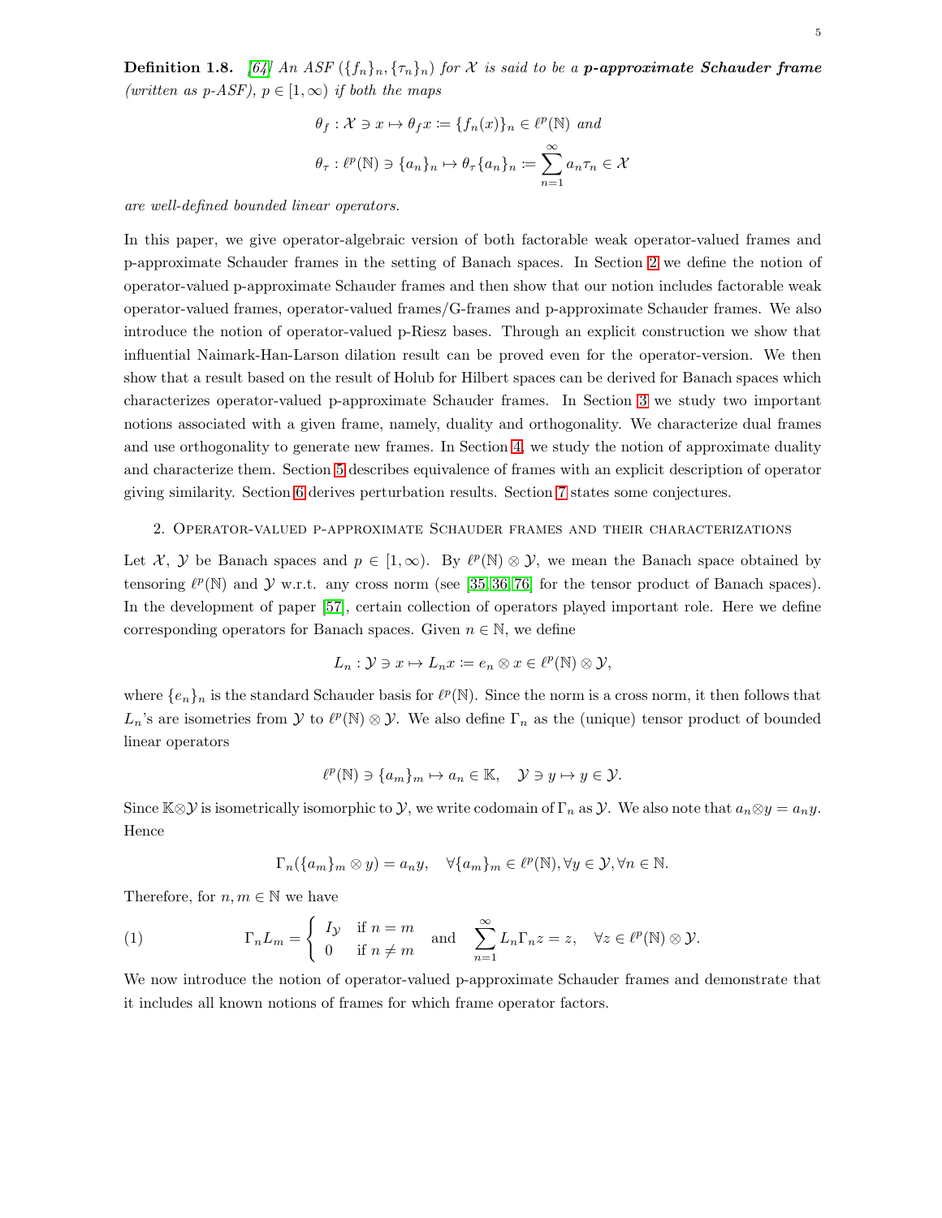**Definition 1.8.** *[64] An ASF $(\{f_n\}_n, \{\tau_n\}_n)$ for $\mathcal{X}$ is said to be a* ***p-approximate Schauder frame*** *(written as p-ASF), $p \in [1, \infty)$ if both the maps*

$$\theta_f : \mathcal{X} \ni x \mapsto \theta_f x := \{f_n(x)\}_n \in \ell^p(\mathbb{N}) \text{ and}$$

$$\theta_\tau : \ell^p(\mathbb{N}) \ni \{a_n\}_n \mapsto \theta_\tau \{a_n\}_n := \sum_{n=1}^{\infty} a_n \tau_n \in \mathcal{X}$$

*are well-defined bounded linear operators.*

In this paper, we give operator-algebraic version of both factorable weak operator-valued frames and p-approximate Schauder frames in the setting of Banach spaces. In Section 2 we define the notion of operator-valued p-approximate Schauder frames and then show that our notion includes factorable weak operator-valued frames, operator-valued frames/G-frames and p-approximate Schauder frames. We also introduce the notion of operator-valued p-Riesz bases. Through an explicit construction we show that influential Naimark-Han-Larson dilation result can be proved even for the operator-version. We then show that a result based on the result of Holub for Hilbert spaces can be derived for Banach spaces which characterizes operator-valued p-approximate Schauder frames. In Section 3 we study two important notions associated with a given frame, namely, duality and orthogonality. We characterize dual frames and use orthogonality to generate new frames. In Section 4, we study the notion of approximate duality and characterize them. Section 5 describes equivalence of frames with an explicit description of operator giving similarity. Section 6 derives perturbation results. Section 7 states some conjectures.

## 2. Operator-valued p-approximate Schauder frames and their characterizations

Let $\mathcal{X}$, $\mathcal{Y}$ be Banach spaces and $p \in [1, \infty)$. By $\ell^p(\mathbb{N}) \otimes \mathcal{Y}$, we mean the Banach space obtained by tensoring $\ell^p(\mathbb{N})$ and $\mathcal{Y}$ w.r.t. any cross norm (see [35, 36, 76] for the tensor product of Banach spaces). In the development of paper [57], certain collection of operators played important role. Here we define corresponding operators for Banach spaces. Given $n \in \mathbb{N}$, we define

$$L_n : \mathcal{Y} \ni x \mapsto L_n x := e_n \otimes x \in \ell^p(\mathbb{N}) \otimes \mathcal{Y},$$

where $\{e_n\}_n$ is the standard Schauder basis for $\ell^p(\mathbb{N})$. Since the norm is a cross norm, it then follows that $L_n$'s are isometries from $\mathcal{Y}$ to $\ell^p(\mathbb{N}) \otimes \mathcal{Y}$. We also define $\Gamma_n$ as the (unique) tensor product of bounded linear operators

$$\ell^p(\mathbb{N}) \ni \{a_m\}_m \mapsto a_n \in \mathbb{K}, \quad \mathcal{Y} \ni y \mapsto y \in \mathcal{Y}.$$

Since $\mathbb{K} \otimes \mathcal{Y}$ is isometrically isomorphic to $\mathcal{Y}$, we write codomain of $\Gamma_n$ as $\mathcal{Y}$. We also note that $a_n \otimes y = a_n y$. Hence

$$\Gamma_n(\{a_m\}_m \otimes y) = a_n y, \quad \forall \{a_m\}_m \in \ell^p(\mathbb{N}), \forall y \in \mathcal{Y}, \forall n \in \mathbb{N}.$$

Therefore, for $n, m \in \mathbb{N}$ we have

$$\Gamma_n L_m = \begin{cases} I_{\mathcal{Y}} & \text{if } n = m \\ 0 & \text{if } n \neq m \end{cases} \quad \text{and} \quad \sum_{n=1}^{\infty} L_n \Gamma_n z = z, \quad \forall z \in \ell^p(\mathbb{N}) \otimes \mathcal{Y}. \tag{1}$$

We now introduce the notion of operator-valued p-approximate Schauder frames and demonstrate that it includes all known notions of frames for which frame operator factors.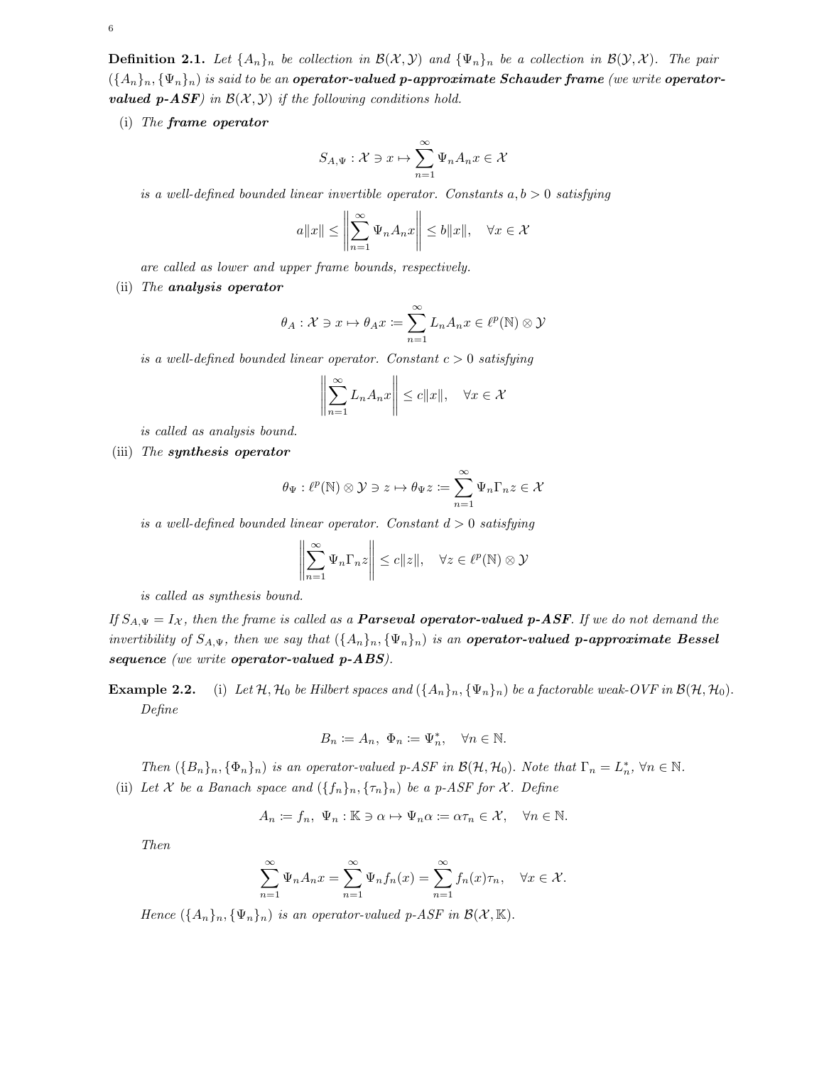**Definition 2.1.** *Let $\{A_n\}_n$ be collection in $\mathcal{B}(\mathcal{X}, \mathcal{Y})$ and $\{\Psi_n\}_n$ be a collection in $\mathcal{B}(\mathcal{Y}, \mathcal{X})$. The pair $(\{A_n\}_n, \{\Psi_n\}_n)$ is said to be an* ***operator-valued p-approximate Schauder frame*** *(we write* ***operator-valued p-ASF****) in $\mathcal{B}(\mathcal{X}, \mathcal{Y})$ if the following conditions hold.*

(i) *The* ***frame operator***

$$S_{A,\Psi} : \mathcal{X} \ni x \mapsto \sum_{n=1}^{\infty} \Psi_n A_n x \in \mathcal{X}$$

*is a well-defined bounded linear invertible operator. Constants $a, b > 0$ satisfying*

$$a\|x\| \leq \left\| \sum_{n=1}^{\infty} \Psi_n A_n x \right\| \leq b\|x\|, \quad \forall x \in \mathcal{X}$$

*are called as lower and upper frame bounds, respectively.*

(ii) *The* ***analysis operator***

$$\theta_A : \mathcal{X} \ni x \mapsto \theta_A x := \sum_{n=1}^{\infty} L_n A_n x \in \ell^p(\mathbb{N}) \otimes \mathcal{Y}$$

*is a well-defined bounded linear operator. Constant $c > 0$ satisfying*

$$\left\| \sum_{n=1}^{\infty} L_n A_n x \right\| \leq c\|x\|, \quad \forall x \in \mathcal{X}$$

*is called as analysis bound.*

(iii) *The* ***synthesis operator***

$$\theta_\Psi : \ell^p(\mathbb{N}) \otimes \mathcal{Y} \ni z \mapsto \theta_\Psi z := \sum_{n=1}^{\infty} \Psi_n \Gamma_n z \in \mathcal{X}$$

*is a well-defined bounded linear operator. Constant $d > 0$ satisfying*

$$\left\| \sum_{n=1}^{\infty} \Psi_n \Gamma_n z \right\| \leq c\|z\|, \quad \forall z \in \ell^p(\mathbb{N}) \otimes \mathcal{Y}$$

*is called as synthesis bound.*

*If $S_{A,\Psi} = I_\mathcal{X}$, then the frame is called as a* ***Parseval operator-valued p-ASF****. If we do not demand the invertibility of $S_{A,\Psi}$, then we say that $(\{A_n\}_n, \{\Psi_n\}_n)$ is an* ***operator-valued p-approximate Bessel sequence*** *(we write* ***operator-valued p-ABS****).*

**Example 2.2.** (i) *Let $\mathcal{H}, \mathcal{H}_0$ be Hilbert spaces and $(\{A_n\}_n, \{\Psi_n\}_n)$ be a factorable weak-OVF in $\mathcal{B}(\mathcal{H}, \mathcal{H}_0)$. Define*

$$B_n := A_n, \; \Phi_n := \Psi_n^*, \quad \forall n \in \mathbb{N}.$$

*Then $(\{B_n\}_n, \{\Phi_n\}_n)$ is an operator-valued p-ASF in $\mathcal{B}(\mathcal{H}, \mathcal{H}_0)$. Note that $\Gamma_n = L_n^*$, $\forall n \in \mathbb{N}$.*

(ii) *Let $\mathcal{X}$ be a Banach space and $(\{f_n\}_n, \{\tau_n\}_n)$ be a p-ASF for $\mathcal{X}$. Define*

$$A_n := f_n, \; \Psi_n : \mathbb{K} \ni \alpha \mapsto \Psi_n \alpha := \alpha \tau_n \in \mathcal{X}, \quad \forall n \in \mathbb{N}.$$

*Then*

$$\sum_{n=1}^{\infty} \Psi_n A_n x = \sum_{n=1}^{\infty} \Psi_n f_n(x) = \sum_{n=1}^{\infty} f_n(x) \tau_n, \quad \forall x \in \mathcal{X}.$$

*Hence $(\{A_n\}_n, \{\Psi_n\}_n)$ is an operator-valued p-ASF in $\mathcal{B}(\mathcal{X}, \mathbb{K})$.*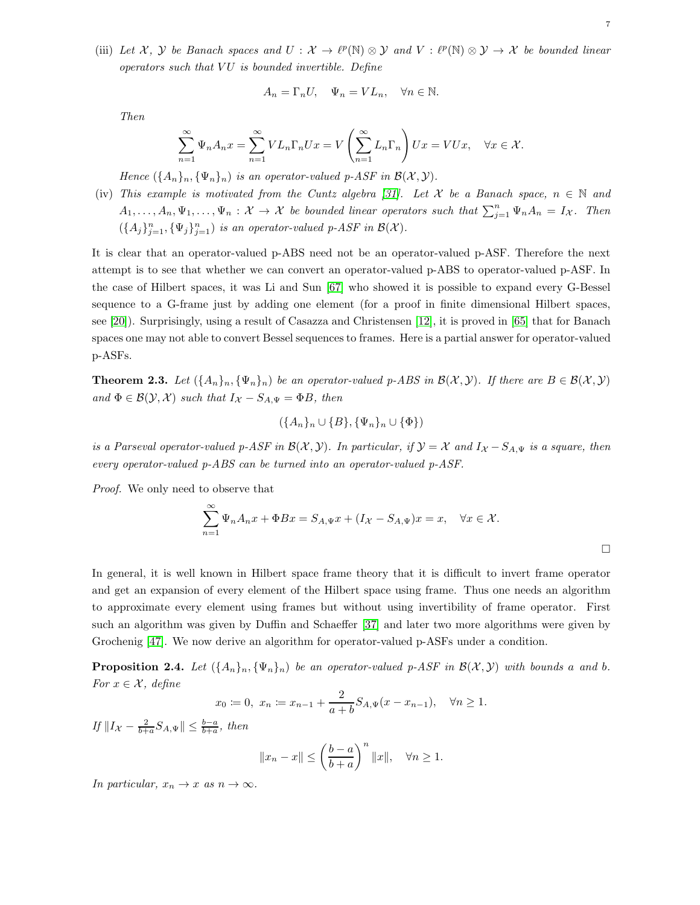(iii) *Let $\mathcal{X}$, $\mathcal{Y}$ be Banach spaces and $U : \mathcal{X} \to \ell^p(\mathbb{N}) \otimes \mathcal{Y}$ and $V : \ell^p(\mathbb{N}) \otimes \mathcal{Y} \to \mathcal{X}$ be bounded linear operators such that $VU$ is bounded invertible. Define*

$$A_n = \Gamma_n U, \quad \Psi_n = VL_n, \quad \forall n \in \mathbb{N}.$$

*Then*

$$\sum_{n=1}^{\infty} \Psi_n A_n x = \sum_{n=1}^{\infty} VL_n\Gamma_n Ux = V\left(\sum_{n=1}^{\infty} L_n\Gamma_n\right)Ux = VUx, \quad \forall x \in \mathcal{X}.$$

*Hence $(\{A_n\}_n, \{\Psi_n\}_n)$ is an operator-valued p-ASF in $\mathcal{B}(\mathcal{X}, \mathcal{Y})$.*

(iv) *This example is motivated from the Cuntz algebra [31]. Let $\mathcal{X}$ be a Banach space, $n \in \mathbb{N}$ and $A_1, \dots, A_n, \Psi_1, \dots, \Psi_n : \mathcal{X} \to \mathcal{X}$ be bounded linear operators such that $\sum_{j=1}^{n} \Psi_n A_n = I_{\mathcal{X}}$. Then $(\{A_j\}_{j=1}^n, \{\Psi_j\}_{j=1}^n)$ is an operator-valued p-ASF in $\mathcal{B}(\mathcal{X})$.*

It is clear that an operator-valued p-ABS need not be an operator-valued p-ASF. Therefore the next attempt is to see that whether we can convert an operator-valued p-ABS to operator-valued p-ASF. In the case of Hilbert spaces, it was Li and Sun [67] who showed it is possible to expand every G-Bessel sequence to a G-frame just by adding one element (for a proof in finite dimensional Hilbert spaces, see [20]). Surprisingly, using a result of Casazza and Christensen [12], it is proved in [65] that for Banach spaces one may not able to convert Bessel sequences to frames. Here is a partial answer for operator-valued p-ASFs.

**Theorem 2.3.** *Let $(\{A_n\}_n, \{\Psi_n\}_n)$ be an operator-valued p-ABS in $\mathcal{B}(\mathcal{X}, \mathcal{Y})$. If there are $B \in \mathcal{B}(\mathcal{X}, \mathcal{Y})$ and $\Phi \in \mathcal{B}(\mathcal{Y}, \mathcal{X})$ such that $I_{\mathcal{X}} - S_{A,\Psi} = \Phi B$, then*

$$(\{A_n\}_n \cup \{B\}, \{\Psi_n\}_n \cup \{\Phi\})$$

*is a Parseval operator-valued p-ASF in $\mathcal{B}(\mathcal{X}, \mathcal{Y})$. In particular, if $\mathcal{Y} = \mathcal{X}$ and $I_{\mathcal{X}} - S_{A,\Psi}$ is a square, then every operator-valued p-ABS can be turned into an operator-valued p-ASF.*

*Proof.* We only need to observe that

$$\sum_{n=1}^{\infty} \Psi_n A_n x + \Phi Bx = S_{A,\Psi}x + (I_{\mathcal{X}} - S_{A,\Psi})x = x, \quad \forall x \in \mathcal{X}.$$

□

In general, it is well known in Hilbert space frame theory that it is difficult to invert frame operator and get an expansion of every element of the Hilbert space using frame. Thus one needs an algorithm to approximate every element using frames but without using invertibility of frame operator. First such an algorithm was given by Duffin and Schaeffer [37] and later two more algorithms were given by Grochenig [47]. We now derive an algorithm for operator-valued p-ASFs under a condition.

**Proposition 2.4.** *Let $(\{A_n\}_n, \{\Psi_n\}_n)$ be an operator-valued p-ASF in $\mathcal{B}(\mathcal{X}, \mathcal{Y})$ with bounds $a$ and $b$. For $x \in \mathcal{X}$, define*

$$x_0 \coloneqq 0, \ x_n \coloneqq x_{n-1} + \frac{2}{a+b} S_{A,\Psi}(x - x_{n-1}), \quad \forall n \geq 1.$$

*If $\|I_{\mathcal{X}} - \frac{2}{b+a}S_{A,\Psi}\| \leq \frac{b-a}{b+a}$, then*

$$\|x_n - x\| \leq \left(\frac{b-a}{b+a}\right)^n \|x\|, \quad \forall n \geq 1.$$

*In particular, $x_n \to x$ as $n \to \infty$.*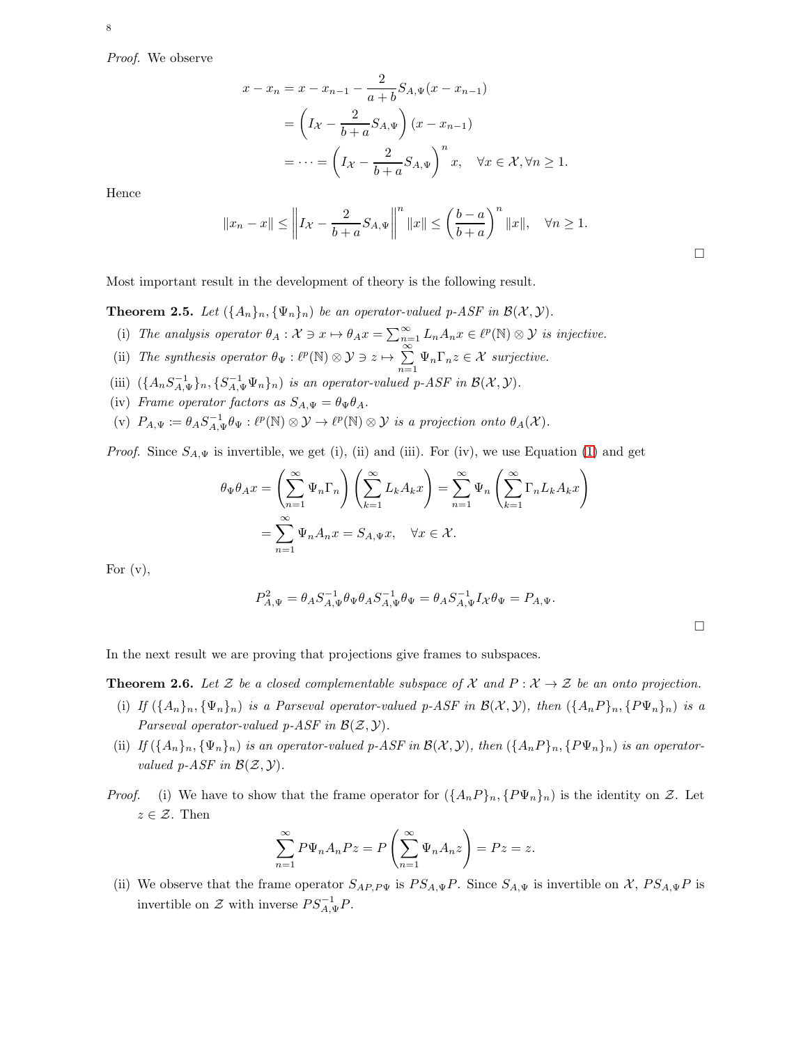*Proof.* We observe

$$
\begin{aligned}
x - x_n &= x - x_{n-1} - \frac{2}{a+b} S_{A,\Psi}(x - x_{n-1}) \\
&= \left( I_{\mathcal{X}} - \frac{2}{b+a} S_{A,\Psi} \right) (x - x_{n-1}) \\
&= \cdots = \left( I_{\mathcal{X}} - \frac{2}{b+a} S_{A,\Psi} \right)^n x, \quad \forall x \in \mathcal{X}, \forall n \geq 1.
\end{aligned}
$$

Hence

$$
\|x_n - x\| \leq \left\| I_{\mathcal{X}} - \frac{2}{b+a} S_{A,\Psi} \right\|^n \|x\| \leq \left( \frac{b-a}{b+a} \right)^n \|x\|, \quad \forall n \geq 1.
$$

□

Most important result in the development of theory is the following result.

**Theorem 2.5.** *Let $(\{A_n\}_n, \{\Psi_n\}_n)$ be an operator-valued p-ASF in $\mathcal{B}(\mathcal{X}, \mathcal{Y})$.*

(i) *The analysis operator $\theta_A : \mathcal{X} \ni x \mapsto \theta_A x = \sum_{n=1}^\infty L_n A_n x \in \ell^p(\mathbb{N}) \otimes \mathcal{Y}$ is injective.*

(ii) *The synthesis operator $\theta_\Psi : \ell^p(\mathbb{N}) \otimes \mathcal{Y} \ni z \mapsto \sum_{n=1}^\infty \Psi_n \Gamma_n z \in \mathcal{X}$ surjective.*

(iii) *$(\{A_n S_{A,\Psi}^{-1}\}_n, \{S_{A,\Psi}^{-1} \Psi_n\}_n)$ is an operator-valued p-ASF in $\mathcal{B}(\mathcal{X}, \mathcal{Y})$.*

(iv) *Frame operator factors as $S_{A,\Psi} = \theta_\Psi \theta_A$.*

(v) *$P_{A,\Psi} := \theta_A S_{A,\Psi}^{-1} \theta_\Psi : \ell^p(\mathbb{N}) \otimes \mathcal{Y} \to \ell^p(\mathbb{N}) \otimes \mathcal{Y}$ is a projection onto $\theta_A(\mathcal{X})$.*

*Proof.* Since $S_{A,\Psi}$ is invertible, we get (i), (ii) and (iii). For (iv), we use Equation (1) and get

$$
\begin{aligned}
\theta_\Psi \theta_A x &= \left( \sum_{n=1}^\infty \Psi_n \Gamma_n \right) \left( \sum_{k=1}^\infty L_k A_k x \right) = \sum_{n=1}^\infty \Psi_n \left( \sum_{k=1}^\infty \Gamma_n L_k A_k x \right) \\
&= \sum_{n=1}^\infty \Psi_n A_n x = S_{A,\Psi} x, \quad \forall x \in \mathcal{X}.
\end{aligned}
$$

For (v),

$$
P_{A,\Psi}^2 = \theta_A S_{A,\Psi}^{-1} \theta_\Psi \theta_A S_{A,\Psi}^{-1} \theta_\Psi = \theta_A S_{A,\Psi}^{-1} I_{\mathcal{X}} \theta_\Psi = P_{A,\Psi}.
$$

□

In the next result we are proving that projections give frames to subspaces.

**Theorem 2.6.** *Let $\mathcal{Z}$ be a closed complementable subspace of $\mathcal{X}$ and $P : \mathcal{X} \to \mathcal{Z}$ be an onto projection.*

(i) *If $(\{A_n\}_n, \{\Psi_n\}_n)$ is a Parseval operator-valued p-ASF in $\mathcal{B}(\mathcal{X}, \mathcal{Y})$, then $(\{A_n P\}_n, \{P\Psi_n\}_n)$ is a Parseval operator-valued p-ASF in $\mathcal{B}(\mathcal{Z}, \mathcal{Y})$.*

(ii) *If $(\{A_n\}_n, \{\Psi_n\}_n)$ is an operator-valued p-ASF in $\mathcal{B}(\mathcal{X}, \mathcal{Y})$, then $(\{A_n P\}_n, \{P\Psi_n\}_n)$ is an operator-valued p-ASF in $\mathcal{B}(\mathcal{Z}, \mathcal{Y})$.*

*Proof.* (i) We have to show that the frame operator for $(\{A_n P\}_n, \{P\Psi_n\}_n)$ is the identity on $\mathcal{Z}$. Let $z \in \mathcal{Z}$. Then

$$
\sum_{n=1}^\infty P\Psi_n A_n P z = P \left( \sum_{n=1}^\infty \Psi_n A_n z \right) = Pz = z.
$$

(ii) We observe that the frame operator $S_{AP,P\Psi}$ is $PS_{A,\Psi}P$. Since $S_{A,\Psi}$ is invertible on $\mathcal{X}$, $PS_{A,\Psi}P$ is invertible on $\mathcal{Z}$ with inverse $PS_{A,\Psi}^{-1}P$.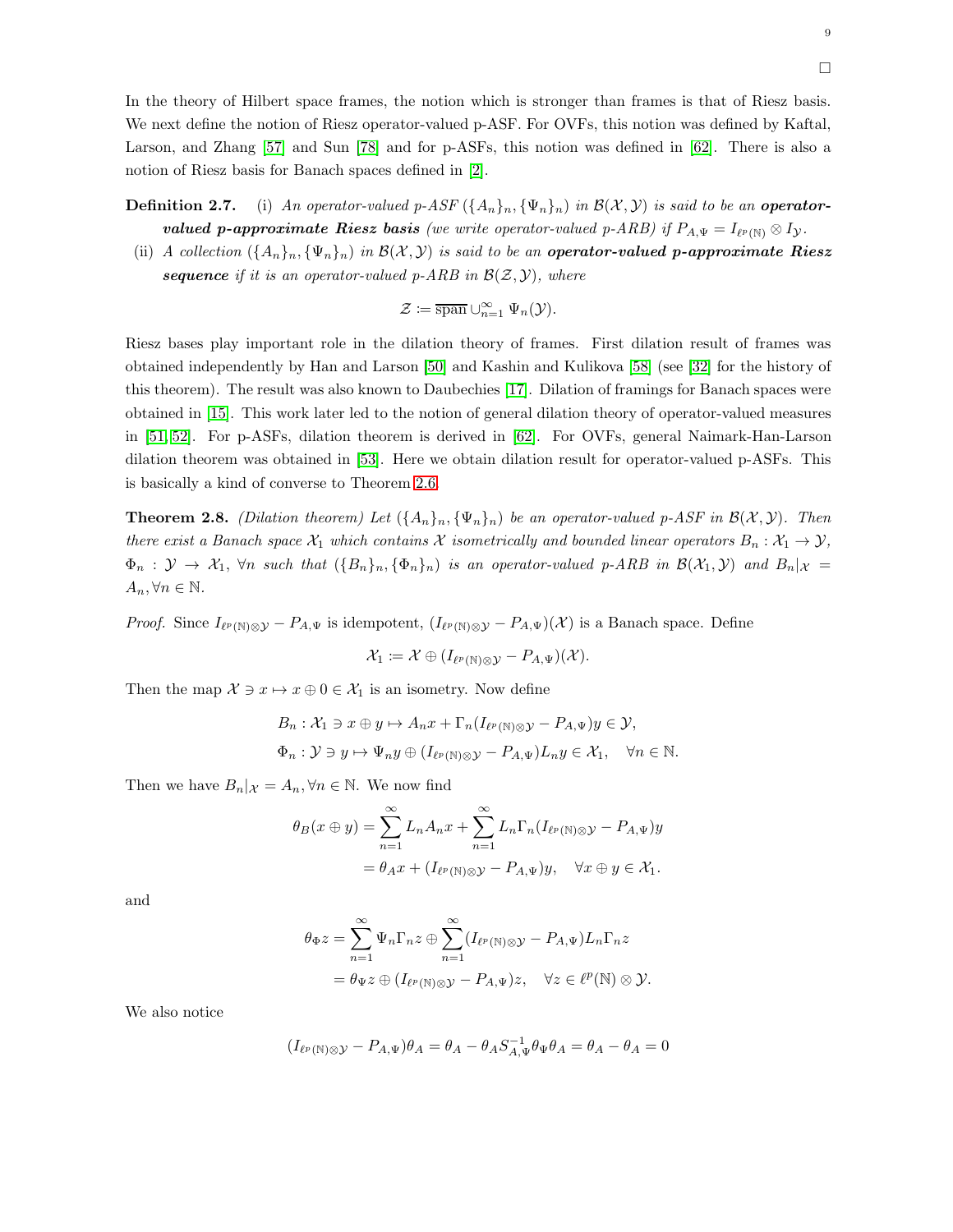$\square$

In the theory of Hilbert space frames, the notion which is stronger than frames is that of Riesz basis. We next define the notion of Riesz operator-valued p-ASF. For OVFs, this notion was defined by Kaftal, Larson, and Zhang [57] and Sun [78] and for p-ASFs, this notion was defined in [62]. There is also a notion of Riesz basis for Banach spaces defined in [2].

**Definition 2.7.** (i) *An operator-valued p-ASF $(\{A_n\}_n, \{\Psi_n\}_n)$ in $\mathcal{B}(\mathcal{X}, \mathcal{Y})$ is said to be an* ***operator-valued p-approximate Riesz basis*** *(we write operator-valued p-ARB) if $P_{A,\Psi} = I_{\ell^p(\mathbb{N})} \otimes I_{\mathcal{Y}}$.*

(ii) *A collection $(\{A_n\}_n, \{\Psi_n\}_n)$ in $\mathcal{B}(\mathcal{X}, \mathcal{Y})$ is said to be an* ***operator-valued p-approximate Riesz sequence*** *if it is an operator-valued p-ARB in $\mathcal{B}(\mathcal{Z}, \mathcal{Y})$, where*

$$\mathcal{Z} := \overline{\operatorname{span}} \cup_{n=1}^{\infty} \Psi_n(\mathcal{Y}).$$

Riesz bases play important role in the dilation theory of frames. First dilation result of frames was obtained independently by Han and Larson [50] and Kashin and Kulikova [58] (see [32] for the history of this theorem). The result was also known to Daubechies [17]. Dilation of framings for Banach spaces were obtained in [15]. This work later led to the notion of general dilation theory of operator-valued measures in [51, 52]. For p-ASFs, dilation theorem is derived in [62]. For OVFs, general Naimark-Han-Larson dilation theorem was obtained in [53]. Here we obtain dilation result for operator-valued p-ASFs. This is basically a kind of converse to Theorem 2.6.

**Theorem 2.8.** *(Dilation theorem) Let $(\{A_n\}_n, \{\Psi_n\}_n)$ be an operator-valued p-ASF in $\mathcal{B}(\mathcal{X}, \mathcal{Y})$. Then there exist a Banach space $\mathcal{X}_1$ which contains $\mathcal{X}$ isometrically and bounded linear operators $B_n : \mathcal{X}_1 \to \mathcal{Y}$, $\Phi_n : \mathcal{Y} \to \mathcal{X}_1$, $\forall n$ such that $(\{B_n\}_n, \{\Phi_n\}_n)$ is an operator-valued p-ARB in $\mathcal{B}(\mathcal{X}_1, \mathcal{Y})$ and $B_n|_{\mathcal{X}} = A_n, \forall n \in \mathbb{N}$.*

*Proof.* Since $I_{\ell^p(\mathbb{N})\otimes\mathcal{Y}} - P_{A,\Psi}$ is idempotent, $(I_{\ell^p(\mathbb{N})\otimes\mathcal{Y}} - P_{A,\Psi})(\mathcal{X})$ is a Banach space. Define

$$\mathcal{X}_1 := \mathcal{X} \oplus (I_{\ell^p(\mathbb{N})\otimes\mathcal{Y}} - P_{A,\Psi})(\mathcal{X}).$$

Then the map $\mathcal{X} \ni x \mapsto x \oplus 0 \in \mathcal{X}_1$ is an isometry. Now define

$$B_n : \mathcal{X}_1 \ni x \oplus y \mapsto A_n x + \Gamma_n(I_{\ell^p(\mathbb{N})\otimes\mathcal{Y}} - P_{A,\Psi})y \in \mathcal{Y},$$
$$\Phi_n : \mathcal{Y} \ni y \mapsto \Psi_n y \oplus (I_{\ell^p(\mathbb{N})\otimes\mathcal{Y}} - P_{A,\Psi})L_n y \in \mathcal{X}_1, \quad \forall n \in \mathbb{N}.$$

Then we have $B_n|_{\mathcal{X}} = A_n, \forall n \in \mathbb{N}$. We now find

$$\begin{aligned}\theta_B(x \oplus y) &= \sum_{n=1}^{\infty} L_n A_n x + \sum_{n=1}^{\infty} L_n \Gamma_n (I_{\ell^p(\mathbb{N})\otimes\mathcal{Y}} - P_{A,\Psi})y \\ &= \theta_A x + (I_{\ell^p(\mathbb{N})\otimes\mathcal{Y}} - P_{A,\Psi})y, \quad \forall x \oplus y \in \mathcal{X}_1.\end{aligned}$$

and

$$\begin{aligned}\theta_\Phi z &= \sum_{n=1}^{\infty} \Psi_n \Gamma_n z \oplus \sum_{n=1}^{\infty} (I_{\ell^p(\mathbb{N})\otimes\mathcal{Y}} - P_{A,\Psi}) L_n \Gamma_n z \\ &= \theta_\Psi z \oplus (I_{\ell^p(\mathbb{N})\otimes\mathcal{Y}} - P_{A,\Psi})z, \quad \forall z \in \ell^p(\mathbb{N}) \otimes \mathcal{Y}.\end{aligned}$$

We also notice

$$(I_{\ell^p(\mathbb{N})\otimes\mathcal{Y}} - P_{A,\Psi})\theta_A = \theta_A - \theta_A S_{A,\Psi}^{-1} \theta_\Psi \theta_A = \theta_A - \theta_A = 0$$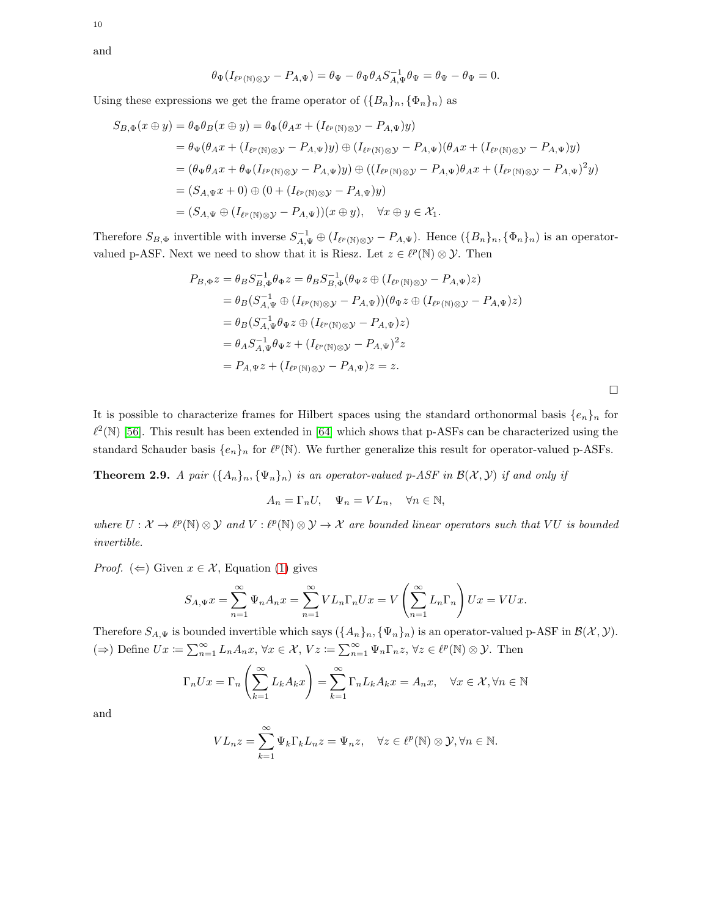and

$$\theta_\Psi(I_{\ell^p(\mathbb{N})\otimes\mathcal{Y}}-P_{A,\Psi})=\theta_\Psi-\theta_\Psi\theta_A S_{A,\Psi}^{-1}\theta_\Psi=\theta_\Psi-\theta_\Psi=0.$$

Using these expressions we get the frame operator of $(\{B_n\}_n,\{\Phi_n\}_n)$ as

$$\begin{aligned}
S_{B,\Phi}(x\oplus y)&=\theta_\Phi\theta_B(x\oplus y)=\theta_\Phi(\theta_A x+(I_{\ell^p(\mathbb{N})\otimes\mathcal{Y}}-P_{A,\Psi})y)\\
&=\theta_\Psi(\theta_A x+(I_{\ell^p(\mathbb{N})\otimes\mathcal{Y}}-P_{A,\Psi})y)\oplus(I_{\ell^p(\mathbb{N})\otimes\mathcal{Y}}-P_{A,\Psi})(\theta_A x+(I_{\ell^p(\mathbb{N})\otimes\mathcal{Y}}-P_{A,\Psi})y)\\
&=(\theta_\Psi\theta_A x+\theta_\Psi(I_{\ell^p(\mathbb{N})\otimes\mathcal{Y}}-P_{A,\Psi})y)\oplus((I_{\ell^p(\mathbb{N})\otimes\mathcal{Y}}-P_{A,\Psi})\theta_A x+(I_{\ell^p(\mathbb{N})\otimes\mathcal{Y}}-P_{A,\Psi})^2y)\\
&=(S_{A,\Psi}x+0)\oplus(0+(I_{\ell^p(\mathbb{N})\otimes\mathcal{Y}}-P_{A,\Psi})y)\\
&=(S_{A,\Psi}\oplus(I_{\ell^p(\mathbb{N})\otimes\mathcal{Y}}-P_{A,\Psi}))(x\oplus y),\quad\forall x\oplus y\in\mathcal{X}_1.
\end{aligned}$$

Therefore $S_{B,\Phi}$ invertible with inverse $S_{A,\Psi}^{-1}\oplus(I_{\ell^p(\mathbb{N})\otimes\mathcal{Y}}-P_{A,\Psi})$. Hence $(\{B_n\}_n,\{\Phi_n\}_n)$ is an operator-valued p-ASF. Next we need to show that it is Riesz. Let $z\in\ell^p(\mathbb{N})\otimes\mathcal{Y}$. Then

$$\begin{aligned}
P_{B,\Phi}z&=\theta_B S_{B,\Phi}^{-1}\theta_\Phi z=\theta_B S_{B,\Phi}^{-1}(\theta_\Psi z\oplus(I_{\ell^p(\mathbb{N})\otimes\mathcal{Y}}-P_{A,\Psi})z)\\
&=\theta_B(S_{A,\Psi}^{-1}\oplus(I_{\ell^p(\mathbb{N})\otimes\mathcal{Y}}-P_{A,\Psi}))(\theta_\Psi z\oplus(I_{\ell^p(\mathbb{N})\otimes\mathcal{Y}}-P_{A,\Psi})z)\\
&=\theta_B(S_{A,\Psi}^{-1}\theta_\Psi z\oplus(I_{\ell^p(\mathbb{N})\otimes\mathcal{Y}}-P_{A,\Psi})z)\\
&=\theta_A S_{A,\Psi}^{-1}\theta_\Psi z+(I_{\ell^p(\mathbb{N})\otimes\mathcal{Y}}-P_{A,\Psi})^2z\\
&=P_{A,\Psi}z+(I_{\ell^p(\mathbb{N})\otimes\mathcal{Y}}-P_{A,\Psi})z=z.
\end{aligned}$$

□

It is possible to characterize frames for Hilbert spaces using the standard orthonormal basis $\{e_n\}_n$ for $\ell^2(\mathbb{N})$ [56]. This result has been extended in [64] which shows that p-ASFs can be characterized using the standard Schauder basis $\{e_n\}_n$ for $\ell^p(\mathbb{N})$. We further generalize this result for operator-valued p-ASFs.

**Theorem 2.9.** *A pair $(\{A_n\}_n,\{\Psi_n\}_n)$ is an operator-valued p-ASF in $\mathcal{B}(\mathcal{X},\mathcal{Y})$ if and only if*

$$A_n=\Gamma_n U,\quad \Psi_n=VL_n,\quad\forall n\in\mathbb{N},$$

*where $U:\mathcal{X}\to\ell^p(\mathbb{N})\otimes\mathcal{Y}$ and $V:\ell^p(\mathbb{N})\otimes\mathcal{Y}\to\mathcal{X}$ are bounded linear operators such that $VU$ is bounded invertible.*

*Proof.* $(\Leftarrow)$ Given $x\in\mathcal{X}$, Equation (1) gives

$$S_{A,\Psi}x=\sum_{n=1}^\infty\Psi_nA_nx=\sum_{n=1}^\infty VL_n\Gamma_nUx=V\left(\sum_{n=1}^\infty L_n\Gamma_n\right)Ux=VUx.$$

Therefore $S_{A,\Psi}$ is bounded invertible which says $(\{A_n\}_n,\{\Psi_n\}_n)$ is an operator-valued p-ASF in $\mathcal{B}(\mathcal{X},\mathcal{Y})$.
$(\Rightarrow)$ Define $Ux\coloneqq\sum_{n=1}^\infty L_nA_nx$, $\forall x\in\mathcal{X}$, $Vz\coloneqq\sum_{n=1}^\infty\Psi_n\Gamma_nz$, $\forall z\in\ell^p(\mathbb{N})\otimes\mathcal{Y}$. Then

$$\Gamma_nUx=\Gamma_n\left(\sum_{k=1}^\infty L_kA_kx\right)=\sum_{k=1}^\infty\Gamma_nL_kA_kx=A_nx,\quad\forall x\in\mathcal{X},\forall n\in\mathbb{N}$$

and

$$VL_nz=\sum_{k=1}^\infty\Psi_k\Gamma_kL_nz=\Psi_nz,\quad\forall z\in\ell^p(\mathbb{N})\otimes\mathcal{Y},\forall n\in\mathbb{N}.$$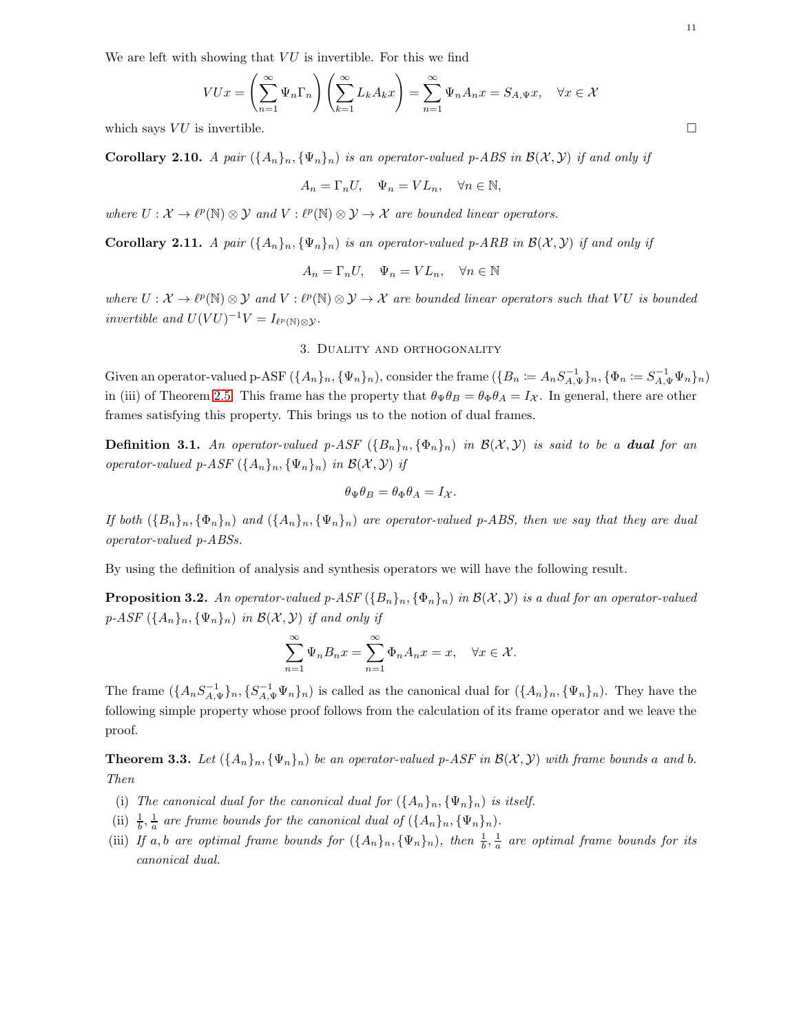We are left with showing that $VU$ is invertible. For this we find

$$VUx = \left(\sum_{n=1}^{\infty} \Psi_n \Gamma_n\right) \left(\sum_{k=1}^{\infty} L_k A_k x\right) = \sum_{n=1}^{\infty} \Psi_n A_n x = S_{A,\Psi} x, \quad \forall x \in \mathcal{X}$$

which says $VU$ is invertible. $\square$

**Corollary 2.10.** *A pair $(\{A_n\}_n, \{\Psi_n\}_n)$ is an operator-valued p-ABS in $\mathcal{B}(\mathcal{X}, \mathcal{Y})$ if and only if*

$$A_n = \Gamma_n U, \quad \Psi_n = V L_n, \quad \forall n \in \mathbb{N},$$

*where $U : \mathcal{X} \to \ell^p(\mathbb{N}) \otimes \mathcal{Y}$ and $V : \ell^p(\mathbb{N}) \otimes \mathcal{Y} \to \mathcal{X}$ are bounded linear operators.*

**Corollary 2.11.** *A pair $(\{A_n\}_n, \{\Psi_n\}_n)$ is an operator-valued p-ARB in $\mathcal{B}(\mathcal{X}, \mathcal{Y})$ if and only if*

$$A_n = \Gamma_n U, \quad \Psi_n = V L_n, \quad \forall n \in \mathbb{N}$$

*where $U : \mathcal{X} \to \ell^p(\mathbb{N}) \otimes \mathcal{Y}$ and $V : \ell^p(\mathbb{N}) \otimes \mathcal{Y} \to \mathcal{X}$ are bounded linear operators such that $VU$ is bounded invertible and $U(VU)^{-1}V = I_{\ell^p(\mathbb{N}) \otimes \mathcal{Y}}$.*

## 3. Duality and orthogonality

Given an operator-valued p-ASF $(\{A_n\}_n, \{\Psi_n\}_n)$, consider the frame $(\{B_n \coloneqq A_n S_{A,\Psi}^{-1}\}_n, \{\Phi_n \coloneqq S_{A,\Psi}^{-1} \Psi_n\}_n)$ in (iii) of Theorem 2.5. This frame has the property that $\theta_\Psi \theta_B = \theta_\Phi \theta_A = I_{\mathcal{X}}$. In general, there are other frames satisfying this property. This brings us to the notion of dual frames.

**Definition 3.1.** *An operator-valued p-ASF $(\{B_n\}_n, \{\Phi_n\}_n)$ in $\mathcal{B}(\mathcal{X}, \mathcal{Y})$ is said to be a **dual** for an operator-valued p-ASF $(\{A_n\}_n, \{\Psi_n\}_n)$ in $\mathcal{B}(\mathcal{X}, \mathcal{Y})$ if*

$$\theta_\Psi \theta_B = \theta_\Phi \theta_A = I_{\mathcal{X}}.$$

*If both $(\{B_n\}_n, \{\Phi_n\}_n)$ and $(\{A_n\}_n, \{\Psi_n\}_n)$ are operator-valued p-ABS, then we say that they are dual operator-valued p-ABSs.*

By using the definition of analysis and synthesis operators we will have the following result.

**Proposition 3.2.** *An operator-valued p-ASF $(\{B_n\}_n, \{\Phi_n\}_n)$ in $\mathcal{B}(\mathcal{X}, \mathcal{Y})$ is a dual for an operator-valued p-ASF $(\{A_n\}_n, \{\Psi_n\}_n)$ in $\mathcal{B}(\mathcal{X}, \mathcal{Y})$ if and only if*

$$\sum_{n=1}^{\infty} \Psi_n B_n x = \sum_{n=1}^{\infty} \Phi_n A_n x = x, \quad \forall x \in \mathcal{X}.$$

The frame $(\{A_n S_{A,\Psi}^{-1}\}_n, \{S_{A,\Psi}^{-1} \Psi_n\}_n)$ is called as the canonical dual for $(\{A_n\}_n, \{\Psi_n\}_n)$. They have the following simple property whose proof follows from the calculation of its frame operator and we leave the proof.

**Theorem 3.3.** *Let $(\{A_n\}_n, \{\Psi_n\}_n)$ be an operator-valued p-ASF in $\mathcal{B}(\mathcal{X}, \mathcal{Y})$ with frame bounds $a$ and $b$. Then*

- (i) *The canonical dual for the canonical dual for $(\{A_n\}_n, \{\Psi_n\}_n)$ is itself.*
- (ii) *$\frac{1}{b}, \frac{1}{a}$ are frame bounds for the canonical dual of $(\{A_n\}_n, \{\Psi_n\}_n)$.*
- (iii) *If $a, b$ are optimal frame bounds for $(\{A_n\}_n, \{\Psi_n\}_n)$, then $\frac{1}{b}, \frac{1}{a}$ are optimal frame bounds for its canonical dual.*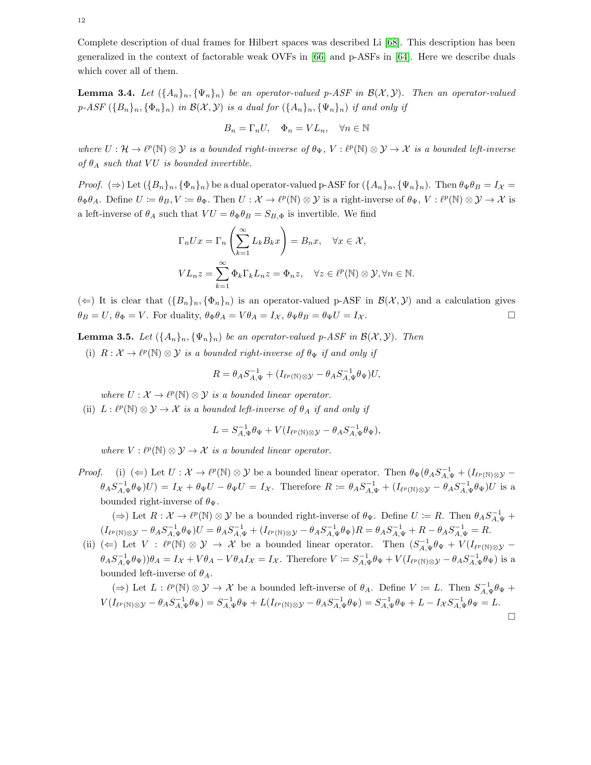Complete description of dual frames for Hilbert spaces was described Li [68]. This description has been generalized in the context of factorable weak OVFs in [66] and p-ASFs in [64]. Here we describe duals which cover all of them.

**Lemma 3.4.** *Let $(\{A_n\}_n, \{\Psi_n\}_n)$ be an operator-valued p-ASF in $\mathcal{B}(\mathcal{X}, \mathcal{Y})$. Then an operator-valued p-ASF $(\{B_n\}_n, \{\Phi_n\}_n)$ in $\mathcal{B}(\mathcal{X}, \mathcal{Y})$ is a dual for $(\{A_n\}_n, \{\Psi_n\}_n)$ if and only if*

$$B_n = \Gamma_n U, \quad \Phi_n = VL_n, \quad \forall n \in \mathbb{N}$$

*where $U : \mathcal{H} \to \ell^p(\mathbb{N}) \otimes \mathcal{Y}$ is a bounded right-inverse of $\theta_\Psi$, $V : \ell^p(\mathbb{N}) \otimes \mathcal{Y} \to \mathcal{X}$ is a bounded left-inverse of $\theta_A$ such that $VU$ is bounded invertible.*

*Proof.* $(\Rightarrow)$ Let $(\{B_n\}_n, \{\Phi_n\}_n)$ be a dual operator-valued p-ASF for $(\{A_n\}_n, \{\Psi_n\}_n)$. Then $\theta_\Psi \theta_B = I_\mathcal{X} = \theta_\Phi \theta_A$. Define $U \coloneqq \theta_B, V \coloneqq \theta_\Phi$. Then $U : \mathcal{X} \to \ell^p(\mathbb{N}) \otimes \mathcal{Y}$ is a right-inverse of $\theta_\Psi$, $V : \ell^p(\mathbb{N}) \otimes \mathcal{Y} \to \mathcal{X}$ is a left-inverse of $\theta_A$ such that $VU = \theta_\Phi \theta_B = S_{B,\Phi}$ is invertible. We find

$$\Gamma_n Ux = \Gamma_n \left( \sum_{k=1}^\infty L_k B_k x \right) = B_n x, \quad \forall x \in \mathcal{X},$$

$$VL_n z = \sum_{k=1}^\infty \Phi_k \Gamma_k L_n z = \Phi_n z, \quad \forall z \in \ell^p(\mathbb{N}) \otimes \mathcal{Y}, \forall n \in \mathbb{N}.$$

$(\Leftarrow)$ It is clear that $(\{B_n\}_n, \{\Phi_n\}_n)$ is an operator-valued p-ASF in $\mathcal{B}(\mathcal{X}, \mathcal{Y})$ and a calculation gives $\theta_B = U$, $\theta_\Phi = V$. For duality, $\theta_\Phi \theta_A = V\theta_A = I_\mathcal{X}$, $\theta_\Psi \theta_B = \theta_\Psi U = I_\mathcal{X}$. $\square$

**Lemma 3.5.** *Let $(\{A_n\}_n, \{\Psi_n\}_n)$ be an operator-valued p-ASF in $\mathcal{B}(\mathcal{X}, \mathcal{Y})$. Then*

(i) *$R : \mathcal{X} \to \ell^p(\mathbb{N}) \otimes \mathcal{Y}$ is a bounded right-inverse of $\theta_\Psi$ if and only if*

$$R = \theta_A S_{A,\Psi}^{-1} + (I_{\ell^p(\mathbb{N}) \otimes \mathcal{Y}} - \theta_A S_{A,\Psi}^{-1} \theta_\Psi) U,$$

*where $U : \mathcal{X} \to \ell^p(\mathbb{N}) \otimes \mathcal{Y}$ is a bounded linear operator.*

(ii) *$L : \ell^p(\mathbb{N}) \otimes \mathcal{Y} \to \mathcal{X}$ is a bounded left-inverse of $\theta_A$ if and only if*

$$L = S_{A,\Psi}^{-1} \theta_\Psi + V(I_{\ell^p(\mathbb{N}) \otimes \mathcal{Y}} - \theta_A S_{A,\Psi}^{-1} \theta_\Psi),$$

*where $V : \ell^p(\mathbb{N}) \otimes \mathcal{Y} \to \mathcal{X}$ is a bounded linear operator.*

*Proof.* (i) $(\Leftarrow)$ Let $U : \mathcal{X} \to \ell^p(\mathbb{N}) \otimes \mathcal{Y}$ be a bounded linear operator. Then $\theta_\Psi(\theta_A S_{A,\Psi}^{-1} + (I_{\ell^p(\mathbb{N}) \otimes \mathcal{Y}} - \theta_A S_{A,\Psi}^{-1} \theta_\Psi) U) = I_\mathcal{X} + \theta_\Psi U - \theta_\Psi U = I_\mathcal{X}$. Therefore $R \coloneqq \theta_A S_{A,\Psi}^{-1} + (I_{\ell^p(\mathbb{N}) \otimes \mathcal{Y}} - \theta_A S_{A,\Psi}^{-1} \theta_\Psi) U$ is a bounded right-inverse of $\theta_\Psi$.

$(\Rightarrow)$ Let $R : \mathcal{X} \to \ell^p(\mathbb{N}) \otimes \mathcal{Y}$ be a bounded right-inverse of $\theta_\Psi$. Define $U \coloneqq R$. Then $\theta_A S_{A,\Psi}^{-1} + (I_{\ell^p(\mathbb{N}) \otimes \mathcal{Y}} - \theta_A S_{A,\Psi}^{-1} \theta_\Psi) U = \theta_A S_{A,\Psi}^{-1} + (I_{\ell^p(\mathbb{N}) \otimes \mathcal{Y}} - \theta_A S_{A,\Psi}^{-1} \theta_\Psi) R = \theta_A S_{A,\Psi}^{-1} + R - \theta_A S_{A,\Psi}^{-1} = R$.

(ii) $(\Leftarrow)$ Let $V : \ell^p(\mathbb{N}) \otimes \mathcal{Y} \to \mathcal{X}$ be a bounded linear operator. Then $(S_{A,\Psi}^{-1} \theta_\Psi + V(I_{\ell^p(\mathbb{N}) \otimes \mathcal{Y}} - \theta_A S_{A,\Psi}^{-1} \theta_\Psi)) \theta_A = I_\mathcal{X} + V\theta_A - V\theta_A I_\mathcal{X} = I_\mathcal{X}$. Therefore $V \coloneqq S_{A,\Psi}^{-1} \theta_\Psi + V(I_{\ell^p(\mathbb{N}) \otimes \mathcal{Y}} - \theta_A S_{A,\Psi}^{-1} \theta_\Psi)$ is a bounded left-inverse of $\theta_A$.

$(\Rightarrow)$ Let $L : \ell^p(\mathbb{N}) \otimes \mathcal{Y} \to \mathcal{X}$ be a bounded left-inverse of $\theta_A$. Define $V \coloneqq L$. Then $S_{A,\Psi}^{-1} \theta_\Psi + V(I_{\ell^p(\mathbb{N}) \otimes \mathcal{Y}} - \theta_A S_{A,\Psi}^{-1} \theta_\Psi) = S_{A,\Psi}^{-1} \theta_\Psi + L(I_{\ell^p(\mathbb{N}) \otimes \mathcal{Y}} - \theta_A S_{A,\Psi}^{-1} \theta_\Psi) = S_{A,\Psi}^{-1} \theta_\Psi + L - I_\mathcal{X} S_{A,\Psi}^{-1} \theta_\Psi = L$. $\square$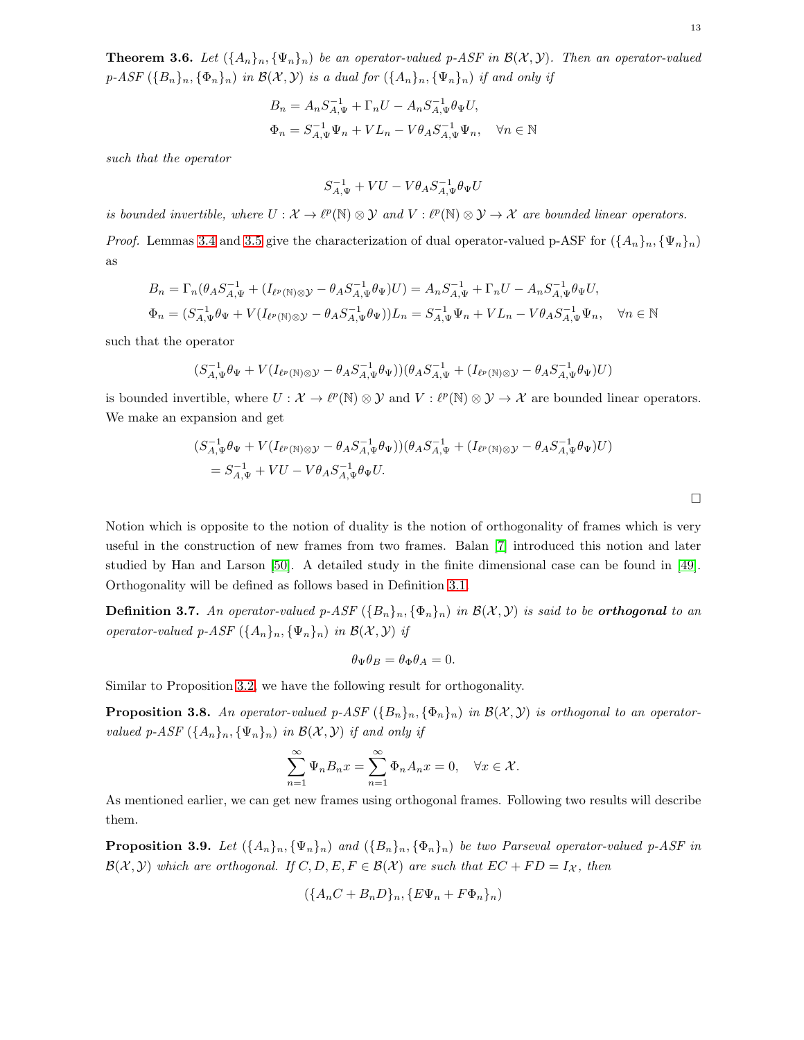**Theorem 3.6.** *Let $(\{A_n\}_n, \{\Psi_n\}_n)$ be an operator-valued p-ASF in $\mathcal{B}(\mathcal{X}, \mathcal{Y})$. Then an operator-valued p-ASF $(\{B_n\}_n, \{\Phi_n\}_n)$ in $\mathcal{B}(\mathcal{X}, \mathcal{Y})$ is a dual for $(\{A_n\}_n, \{\Psi_n\}_n)$ if and only if*

$$B_n = A_n S_{A,\Psi}^{-1} + \Gamma_n U - A_n S_{A,\Psi}^{-1} \theta_\Psi U,$$
$$\Phi_n = S_{A,\Psi}^{-1} \Psi_n + V L_n - V \theta_A S_{A,\Psi}^{-1} \Psi_n, \quad \forall n \in \mathbb{N}$$

*such that the operator*

$$S_{A,\Psi}^{-1} + VU - V\theta_A S_{A,\Psi}^{-1} \theta_\Psi U$$

*is bounded invertible, where $U : \mathcal{X} \to \ell^p(\mathbb{N}) \otimes \mathcal{Y}$ and $V : \ell^p(\mathbb{N}) \otimes \mathcal{Y} \to \mathcal{X}$ are bounded linear operators.*

*Proof.* Lemmas 3.4 and 3.5 give the characterization of dual operator-valued p-ASF for $(\{A_n\}_n, \{\Psi_n\}_n)$ as

$$B_n = \Gamma_n(\theta_A S_{A,\Psi}^{-1} + (I_{\ell^p(\mathbb{N})\otimes\mathcal{Y}} - \theta_A S_{A,\Psi}^{-1}\theta_\Psi)U) = A_n S_{A,\Psi}^{-1} + \Gamma_n U - A_n S_{A,\Psi}^{-1}\theta_\Psi U,$$
$$\Phi_n = (S_{A,\Psi}^{-1}\theta_\Psi + V(I_{\ell^p(\mathbb{N})\otimes\mathcal{Y}} - \theta_A S_{A,\Psi}^{-1}\theta_\Psi))L_n = S_{A,\Psi}^{-1}\Psi_n + VL_n - V\theta_A S_{A,\Psi}^{-1}\Psi_n, \quad \forall n \in \mathbb{N}$$

such that the operator

$$(S_{A,\Psi}^{-1}\theta_\Psi + V(I_{\ell^p(\mathbb{N})\otimes\mathcal{Y}} - \theta_A S_{A,\Psi}^{-1}\theta_\Psi))(\theta_A S_{A,\Psi}^{-1} + (I_{\ell^p(\mathbb{N})\otimes\mathcal{Y}} - \theta_A S_{A,\Psi}^{-1}\theta_\Psi)U)$$

is bounded invertible, where $U : \mathcal{X} \to \ell^p(\mathbb{N}) \otimes \mathcal{Y}$ and $V : \ell^p(\mathbb{N}) \otimes \mathcal{Y} \to \mathcal{X}$ are bounded linear operators. We make an expansion and get

$$\begin{aligned}&(S_{A,\Psi}^{-1}\theta_\Psi + V(I_{\ell^p(\mathbb{N})\otimes\mathcal{Y}} - \theta_A S_{A,\Psi}^{-1}\theta_\Psi))(\theta_A S_{A,\Psi}^{-1} + (I_{\ell^p(\mathbb{N})\otimes\mathcal{Y}} - \theta_A S_{A,\Psi}^{-1}\theta_\Psi)U)\\ &\quad = S_{A,\Psi}^{-1} + VU - V\theta_A S_{A,\Psi}^{-1}\theta_\Psi U.\end{aligned}$$

□

Notion which is opposite to the notion of duality is the notion of orthogonality of frames which is very useful in the construction of new frames from two frames. Balan [7] introduced this notion and later studied by Han and Larson [50]. A detailed study in the finite dimensional case can be found in [49]. Orthogonality will be defined as follows based in Definition 3.1.

**Definition 3.7.** *An operator-valued p-ASF $(\{B_n\}_n, \{\Phi_n\}_n)$ in $\mathcal{B}(\mathcal{X}, \mathcal{Y})$ is said to be* ***orthogonal*** *to an operator-valued p-ASF $(\{A_n\}_n, \{\Psi_n\}_n)$ in $\mathcal{B}(\mathcal{X}, \mathcal{Y})$ if*

$$\theta_\Psi \theta_B = \theta_\Phi \theta_A = 0.$$

Similar to Proposition 3.2, we have the following result for orthogonality.

**Proposition 3.8.** *An operator-valued p-ASF $(\{B_n\}_n, \{\Phi_n\}_n)$ in $\mathcal{B}(\mathcal{X}, \mathcal{Y})$ is orthogonal to an operator-valued p-ASF $(\{A_n\}_n, \{\Psi_n\}_n)$ in $\mathcal{B}(\mathcal{X}, \mathcal{Y})$ if and only if*

$$\sum_{n=1}^{\infty} \Psi_n B_n x = \sum_{n=1}^{\infty} \Phi_n A_n x = 0, \quad \forall x \in \mathcal{X}.$$

As mentioned earlier, we can get new frames using orthogonal frames. Following two results will describe them.

**Proposition 3.9.** *Let $(\{A_n\}_n, \{\Psi_n\}_n)$ and $(\{B_n\}_n, \{\Phi_n\}_n)$ be two Parseval operator-valued p-ASF in $\mathcal{B}(\mathcal{X}, \mathcal{Y})$ which are orthogonal. If $C, D, E, F \in \mathcal{B}(\mathcal{X})$ are such that $EC + FD = I_\mathcal{X}$, then*

$$(\{A_n C + B_n D\}_n, \{E\Psi_n + F\Phi_n\}_n)$$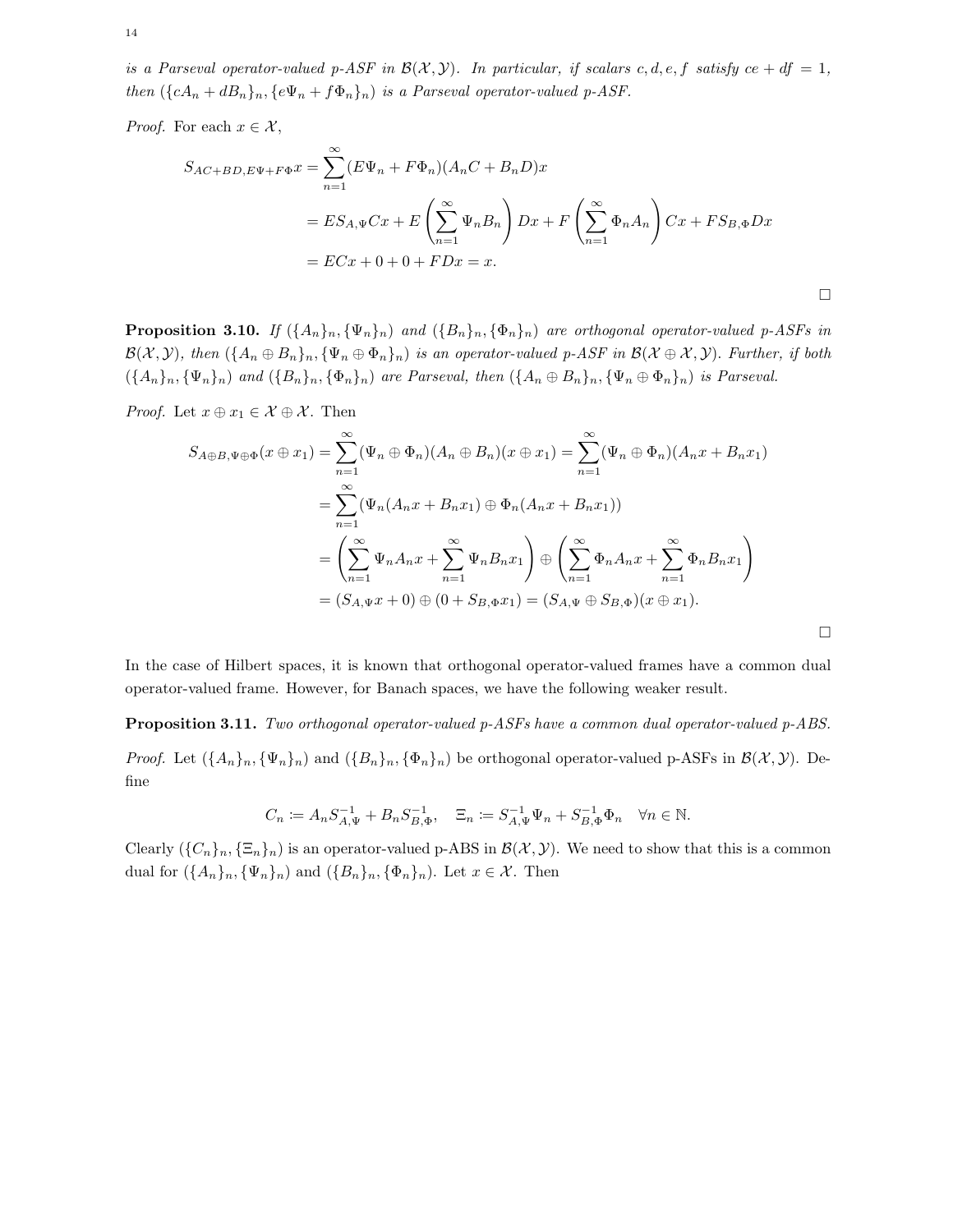*is a Parseval operator-valued p-ASF in $\mathcal{B}(\mathcal{X}, \mathcal{Y})$. In particular, if scalars $c, d, e, f$ satisfy $ce + df = 1$, then $(\{cA_n + dB_n\}_n, \{e\Psi_n + f\Phi_n\}_n)$ is a Parseval operator-valued p-ASF.*

*Proof.* For each $x \in \mathcal{X}$,

$$
\begin{aligned}
S_{AC+BD,E\Psi+F\Phi}x &= \sum_{n=1}^{\infty}(E\Psi_n + F\Phi_n)(A_nC + B_nD)x \\
&= ES_{A,\Psi}Cx + E\left(\sum_{n=1}^{\infty}\Psi_nB_n\right)Dx + F\left(\sum_{n=1}^{\infty}\Phi_nA_n\right)Cx + FS_{B,\Phi}Dx \\
&= ECx + 0 + 0 + FDx = x.
\end{aligned}
$$

□

**Proposition 3.10.** *If $(\{A_n\}_n, \{\Psi_n\}_n)$ and $(\{B_n\}_n, \{\Phi_n\}_n)$ are orthogonal operator-valued p-ASFs in $\mathcal{B}(\mathcal{X}, \mathcal{Y})$, then $(\{A_n \oplus B_n\}_n, \{\Psi_n \oplus \Phi_n\}_n)$ is an operator-valued p-ASF in $\mathcal{B}(\mathcal{X} \oplus \mathcal{X}, \mathcal{Y})$. Further, if both $(\{A_n\}_n, \{\Psi_n\}_n)$ and $(\{B_n\}_n, \{\Phi_n\}_n)$ are Parseval, then $(\{A_n \oplus B_n\}_n, \{\Psi_n \oplus \Phi_n\}_n)$ is Parseval.*

*Proof.* Let $x \oplus x_1 \in \mathcal{X} \oplus \mathcal{X}$. Then

$$
\begin{aligned}
S_{A\oplus B,\Psi\oplus\Phi}(x \oplus x_1) &= \sum_{n=1}^{\infty}(\Psi_n \oplus \Phi_n)(A_n \oplus B_n)(x \oplus x_1) = \sum_{n=1}^{\infty}(\Psi_n \oplus \Phi_n)(A_nx + B_nx_1) \\
&= \sum_{n=1}^{\infty}(\Psi_n(A_nx + B_nx_1) \oplus \Phi_n(A_nx + B_nx_1)) \\
&= \left(\sum_{n=1}^{\infty}\Psi_nA_nx + \sum_{n=1}^{\infty}\Psi_nB_nx_1\right) \oplus \left(\sum_{n=1}^{\infty}\Phi_nA_nx + \sum_{n=1}^{\infty}\Phi_nB_nx_1\right) \\
&= (S_{A,\Psi}x + 0) \oplus (0 + S_{B,\Phi}x_1) = (S_{A,\Psi} \oplus S_{B,\Phi})(x \oplus x_1).
\end{aligned}
$$

□

In the case of Hilbert spaces, it is known that orthogonal operator-valued frames have a common dual operator-valued frame. However, for Banach spaces, we have the following weaker result.

**Proposition 3.11.** *Two orthogonal operator-valued p-ASFs have a common dual operator-valued p-ABS.*

*Proof.* Let $(\{A_n\}_n, \{\Psi_n\}_n)$ and $(\{B_n\}_n, \{\Phi_n\}_n)$ be orthogonal operator-valued p-ASFs in $\mathcal{B}(\mathcal{X}, \mathcal{Y})$. Define

$$
C_n \coloneqq A_nS_{A,\Psi}^{-1} + B_nS_{B,\Phi}^{-1}, \quad \Xi_n \coloneqq S_{A,\Psi}^{-1}\Psi_n + S_{B,\Phi}^{-1}\Phi_n \quad \forall n \in \mathbb{N}.
$$

Clearly $(\{C_n\}_n, \{\Xi_n\}_n)$ is an operator-valued p-ABS in $\mathcal{B}(\mathcal{X}, \mathcal{Y})$. We need to show that this is a common dual for $(\{A_n\}_n, \{\Psi_n\}_n)$ and $(\{B_n\}_n, \{\Phi_n\}_n)$. Let $x \in \mathcal{X}$. Then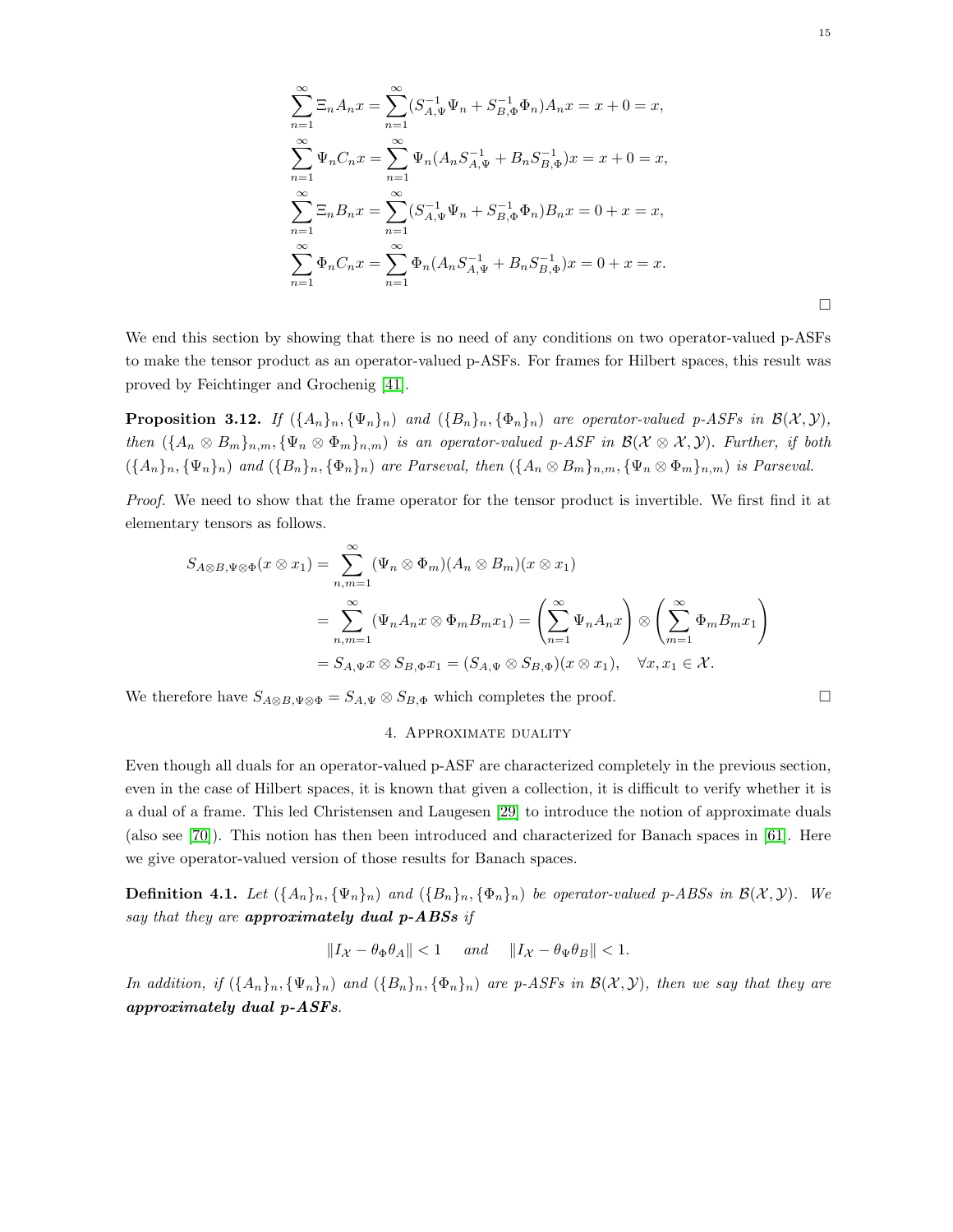$$\sum_{n=1}^{\infty}\Xi_n A_n x = \sum_{n=1}^{\infty}(S_{A,\Psi}^{-1}\Psi_n + S_{B,\Phi}^{-1}\Phi_n)A_n x = x + 0 = x,$$

$$\sum_{n=1}^{\infty}\Psi_n C_n x = \sum_{n=1}^{\infty}\Psi_n(A_n S_{A,\Psi}^{-1} + B_n S_{B,\Phi}^{-1})x = x + 0 = x,$$

$$\sum_{n=1}^{\infty}\Xi_n B_n x = \sum_{n=1}^{\infty}(S_{A,\Psi}^{-1}\Psi_n + S_{B,\Phi}^{-1}\Phi_n)B_n x = 0 + x = x,$$

$$\sum_{n=1}^{\infty}\Phi_n C_n x = \sum_{n=1}^{\infty}\Phi_n(A_n S_{A,\Psi}^{-1} + B_n S_{B,\Phi}^{-1})x = 0 + x = x.$$

□

We end this section by showing that there is no need of any conditions on two operator-valued p-ASFs to make the tensor product as an operator-valued p-ASFs. For frames for Hilbert spaces, this result was proved by Feichtinger and Grochenig [41].

**Proposition 3.12.** *If $(\{A_n\}_n, \{\Psi_n\}_n)$ and $(\{B_n\}_n, \{\Phi_n\}_n)$ are operator-valued p-ASFs in $\mathcal{B}(\mathcal{X}, \mathcal{Y})$, then $(\{A_n \otimes B_m\}_{n,m}, \{\Psi_n \otimes \Phi_m\}_{n,m})$ is an operator-valued p-ASF in $\mathcal{B}(\mathcal{X} \otimes \mathcal{X}, \mathcal{Y})$. Further, if both $(\{A_n\}_n, \{\Psi_n\}_n)$ and $(\{B_n\}_n, \{\Phi_n\}_n)$ are Parseval, then $(\{A_n \otimes B_m\}_{n,m}, \{\Psi_n \otimes \Phi_m\}_{n,m})$ is Parseval.*

*Proof.* We need to show that the frame operator for the tensor product is invertible. We first find it at elementary tensors as follows.

$$\begin{aligned}
S_{A\otimes B,\Psi\otimes\Phi}(x \otimes x_1) &= \sum_{n,m=1}^{\infty}(\Psi_n \otimes \Phi_m)(A_n \otimes B_m)(x \otimes x_1) \\
&= \sum_{n,m=1}^{\infty}(\Psi_n A_n x \otimes \Phi_m B_m x_1) = \left(\sum_{n=1}^{\infty}\Psi_n A_n x\right) \otimes \left(\sum_{m=1}^{\infty}\Phi_m B_m x_1\right) \\
&= S_{A,\Psi}x \otimes S_{B,\Phi}x_1 = (S_{A,\Psi} \otimes S_{B,\Phi})(x \otimes x_1), \quad \forall x, x_1 \in \mathcal{X}.
\end{aligned}$$

We therefore have $S_{A\otimes B,\Psi\otimes\Phi} = S_{A,\Psi} \otimes S_{B,\Phi}$ which completes the proof. □

## 4. Approximate duality

Even though all duals for an operator-valued p-ASF are characterized completely in the previous section, even in the case of Hilbert spaces, it is known that given a collection, it is difficult to verify whether it is a dual of a frame. This led Christensen and Laugesen [29] to introduce the notion of approximate duals (also see [70]). This notion has then been introduced and characterized for Banach spaces in [61]. Here we give operator-valued version of those results for Banach spaces.

**Definition 4.1.** *Let $(\{A_n\}_n, \{\Psi_n\}_n)$ and $(\{B_n\}_n, \{\Phi_n\}_n)$ be operator-valued p-ABSs in $\mathcal{B}(\mathcal{X}, \mathcal{Y})$. We say that they are **approximately dual p-ABSs** if*

$$\|I_{\mathcal{X}} - \theta_\Phi \theta_A\| < 1 \quad \text{and} \quad \|I_{\mathcal{X}} - \theta_\Psi \theta_B\| < 1.$$

*In addition, if $(\{A_n\}_n, \{\Psi_n\}_n)$ and $(\{B_n\}_n, \{\Phi_n\}_n)$ are p-ASFs in $\mathcal{B}(\mathcal{X}, \mathcal{Y})$, then we say that they are **approximately dual p-ASFs**.*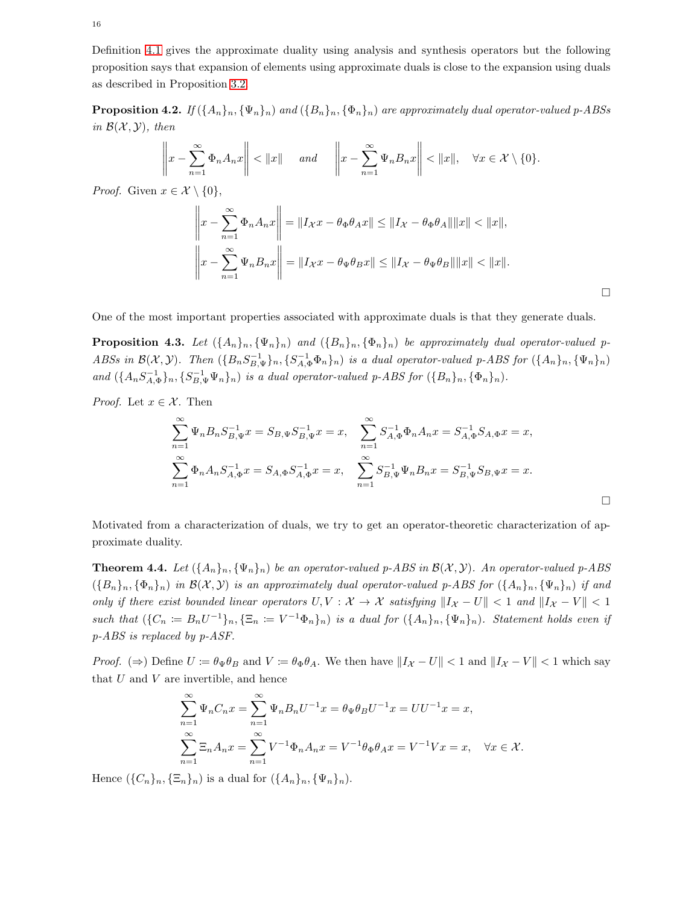Definition 4.1 gives the approximate duality using analysis and synthesis operators but the following proposition says that expansion of elements using approximate duals is close to the expansion using duals as described in Proposition 3.2

**Proposition 4.2.** *If $(\{A_n\}_n, \{\Psi_n\}_n)$ and $(\{B_n\}_n, \{\Phi_n\}_n)$ are approximately dual operator-valued p-ABSs in $\mathcal{B}(\mathcal{X}, \mathcal{Y})$, then*

$$\left\|x - \sum_{n=1}^{\infty} \Phi_n A_n x\right\| < \|x\| \quad \text{and} \quad \left\|x - \sum_{n=1}^{\infty} \Psi_n B_n x\right\| < \|x\|, \quad \forall x \in \mathcal{X} \setminus \{0\}.$$

*Proof.* Given $x \in \mathcal{X} \setminus \{0\}$,

$$\left\|x - \sum_{n=1}^{\infty} \Phi_n A_n x\right\| = \|I_{\mathcal{X}} x - \theta_\Phi \theta_A x\| \leq \|I_{\mathcal{X}} - \theta_\Phi \theta_A\| \|x\| < \|x\|,$$

$$\left\|x - \sum_{n=1}^{\infty} \Psi_n B_n x\right\| = \|I_{\mathcal{X}} x - \theta_\Psi \theta_B x\| \leq \|I_{\mathcal{X}} - \theta_\Psi \theta_B\| \|x\| < \|x\|.$$

□

One of the most important properties associated with approximate duals is that they generate duals.

**Proposition 4.3.** *Let $(\{A_n\}_n, \{\Psi_n\}_n)$ and $(\{B_n\}_n, \{\Phi_n\}_n)$ be approximately dual operator-valued p-ABSs in $\mathcal{B}(\mathcal{X}, \mathcal{Y})$. Then $(\{B_n S_{B,\Psi}^{-1}\}_n, \{S_{A,\Phi}^{-1} \Phi_n\}_n)$ is a dual operator-valued p-ABS for $(\{A_n\}_n, \{\Psi_n\}_n)$ and $(\{A_n S_{A,\Phi}^{-1}\}_n, \{S_{B,\Psi}^{-1} \Psi_n\}_n)$ is a dual operator-valued p-ABS for $(\{B_n\}_n, \{\Phi_n\}_n)$.*

*Proof.* Let $x \in \mathcal{X}$. Then

$$\sum_{n=1}^{\infty} \Psi_n B_n S_{B,\Psi}^{-1} x = S_{B,\Psi} S_{B,\Psi}^{-1} x = x, \quad \sum_{n=1}^{\infty} S_{A,\Phi}^{-1} \Phi_n A_n x = S_{A,\Phi}^{-1} S_{A,\Phi} x = x,$$

$$\sum_{n=1}^{\infty} \Phi_n A_n S_{A,\Phi}^{-1} x = S_{A,\Phi} S_{A,\Phi}^{-1} x = x, \quad \sum_{n=1}^{\infty} S_{B,\Psi}^{-1} \Psi_n B_n x = S_{B,\Psi}^{-1} S_{B,\Psi} x = x.$$

□

Motivated from a characterization of duals, we try to get an operator-theoretic characterization of approximate duality.

**Theorem 4.4.** *Let $(\{A_n\}_n, \{\Psi_n\}_n)$ be an operator-valued p-ABS in $\mathcal{B}(\mathcal{X}, \mathcal{Y})$. An operator-valued p-ABS $(\{B_n\}_n, \{\Phi_n\}_n)$ in $\mathcal{B}(\mathcal{X}, \mathcal{Y})$ is an approximately dual operator-valued p-ABS for $(\{A_n\}_n, \{\Psi_n\}_n)$ if and only if there exist bounded linear operators $U, V : \mathcal{X} \to \mathcal{X}$ satisfying $\|I_{\mathcal{X}} - U\| < 1$ and $\|I_{\mathcal{X}} - V\| < 1$ such that $(\{C_n := B_n U^{-1}\}_n, \{\Xi_n := V^{-1} \Phi_n\}_n)$ is a dual for $(\{A_n\}_n, \{\Psi_n\}_n)$. Statement holds even if p-ABS is replaced by p-ASF.*

*Proof.* $(\Rightarrow)$ Define $U := \theta_\Psi \theta_B$ and $V := \theta_\Phi \theta_A$. We then have $\|I_{\mathcal{X}} - U\| < 1$ and $\|I_{\mathcal{X}} - V\| < 1$ which say that $U$ and $V$ are invertible, and hence

$$\sum_{n=1}^{\infty} \Psi_n C_n x = \sum_{n=1}^{\infty} \Psi_n B_n U^{-1} x = \theta_\Psi \theta_B U^{-1} x = U U^{-1} x = x,$$

$$\sum_{n=1}^{\infty} \Xi_n A_n x = \sum_{n=1}^{\infty} V^{-1} \Phi_n A_n x = V^{-1} \theta_\Phi \theta_A x = V^{-1} V x = x, \quad \forall x \in \mathcal{X}.$$

Hence $(\{C_n\}_n, \{\Xi_n\}_n)$ is a dual for $(\{A_n\}_n, \{\Psi_n\}_n)$.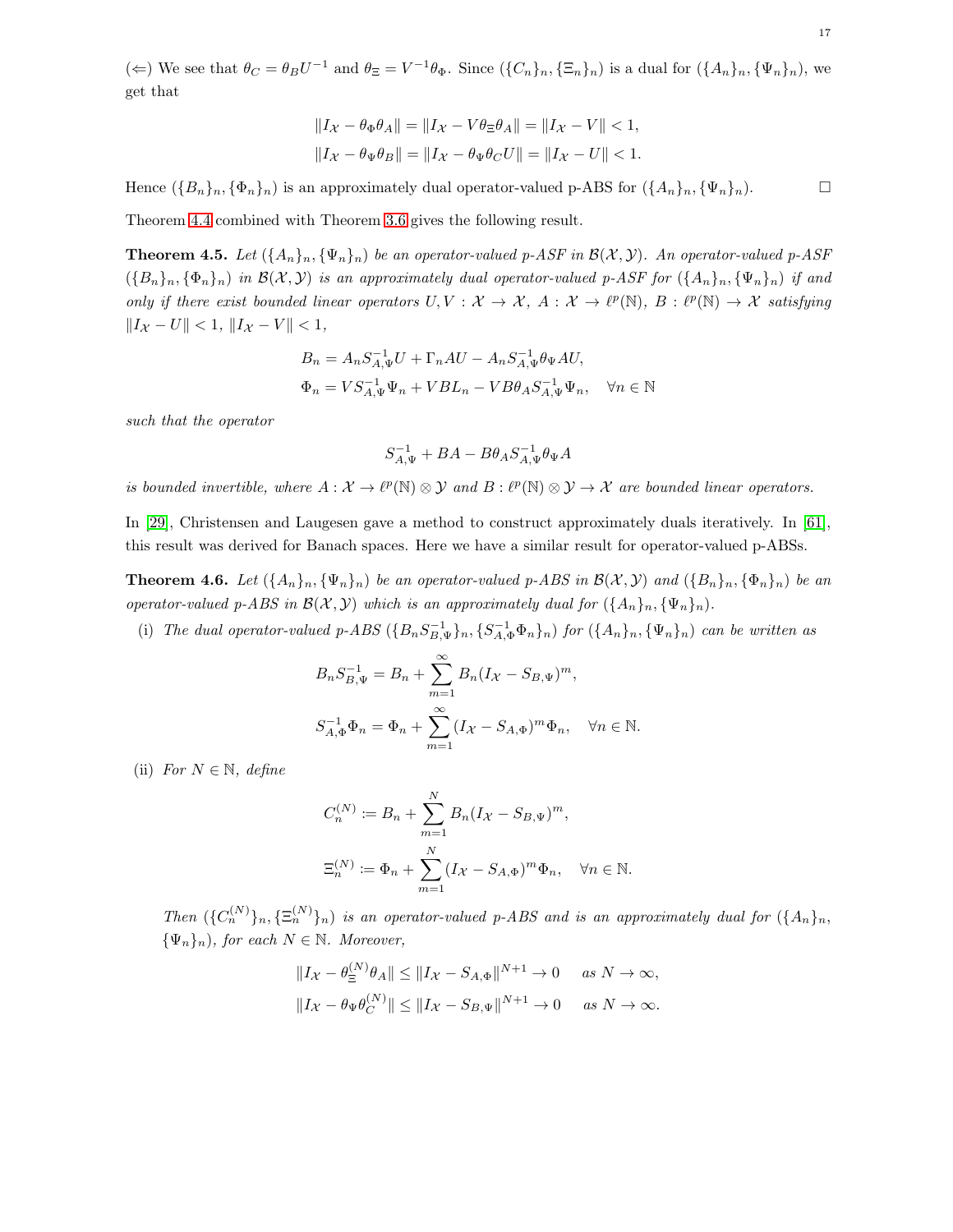($\Leftarrow$) We see that $\theta_C = \theta_B U^{-1}$ and $\theta_\Xi = V^{-1}\theta_\Phi$. Since $(\{C_n\}_n, \{\Xi_n\}_n)$ is a dual for $(\{A_n\}_n, \{\Psi_n\}_n)$, we get that

$$\|I_\mathcal{X} - \theta_\Phi \theta_A\| = \|I_\mathcal{X} - V\theta_\Xi \theta_A\| = \|I_\mathcal{X} - V\| < 1,$$
$$\|I_\mathcal{X} - \theta_\Psi \theta_B\| = \|I_\mathcal{X} - \theta_\Psi \theta_C U\| = \|I_\mathcal{X} - U\| < 1.$$

Hence $(\{B_n\}_n, \{\Phi_n\}_n)$ is an approximately dual operator-valued p-ABS for $(\{A_n\}_n, \{\Psi_n\}_n)$. $\square$

Theorem 4.4 combined with Theorem 3.6 gives the following result.

**Theorem 4.5.** *Let $(\{A_n\}_n, \{\Psi_n\}_n)$ be an operator-valued p-ASF in $\mathcal{B}(\mathcal{X}, \mathcal{Y})$. An operator-valued p-ASF $(\{B_n\}_n, \{\Phi_n\}_n)$ in $\mathcal{B}(\mathcal{X}, \mathcal{Y})$ is an approximately dual operator-valued p-ASF for $(\{A_n\}_n, \{\Psi_n\}_n)$ if and only if there exist bounded linear operators $U, V : \mathcal{X} \to \mathcal{X}$, $A : \mathcal{X} \to \ell^p(\mathbb{N})$, $B : \ell^p(\mathbb{N}) \to \mathcal{X}$ satisfying $\|I_\mathcal{X} - U\| < 1$, $\|I_\mathcal{X} - V\| < 1$,*

$$B_n = A_n S_{A,\Psi}^{-1} U + \Gamma_n A U - A_n S_{A,\Psi}^{-1} \theta_\Psi A U,$$
$$\Phi_n = V S_{A,\Psi}^{-1} \Psi_n + V B L_n - V B \theta_A S_{A,\Psi}^{-1} \Psi_n, \quad \forall n \in \mathbb{N}$$

*such that the operator*

$$S_{A,\Psi}^{-1} + BA - B\theta_A S_{A,\Psi}^{-1} \theta_\Psi A$$

*is bounded invertible, where $A : \mathcal{X} \to \ell^p(\mathbb{N}) \otimes \mathcal{Y}$ and $B : \ell^p(\mathbb{N}) \otimes \mathcal{Y} \to \mathcal{X}$ are bounded linear operators.*

In [29], Christensen and Laugesen gave a method to construct approximately duals iteratively. In [61], this result was derived for Banach spaces. Here we have a similar result for operator-valued p-ABSs.

**Theorem 4.6.** *Let $(\{A_n\}_n, \{\Psi_n\}_n)$ be an operator-valued p-ABS in $\mathcal{B}(\mathcal{X}, \mathcal{Y})$ and $(\{B_n\}_n, \{\Phi_n\}_n)$ be an operator-valued p-ABS in $\mathcal{B}(\mathcal{X}, \mathcal{Y})$ which is an approximately dual for $(\{A_n\}_n, \{\Psi_n\}_n)$.*

(i) *The dual operator-valued p-ABS $(\{B_n S_{B,\Psi}^{-1}\}_n, \{S_{A,\Phi}^{-1}\Phi_n\}_n)$ for $(\{A_n\}_n, \{\Psi_n\}_n)$ can be written as*

$$B_n S_{B,\Psi}^{-1} = B_n + \sum_{m=1}^{\infty} B_n (I_\mathcal{X} - S_{B,\Psi})^m,$$
$$S_{A,\Phi}^{-1}\Phi_n = \Phi_n + \sum_{m=1}^{\infty} (I_\mathcal{X} - S_{A,\Phi})^m \Phi_n, \quad \forall n \in \mathbb{N}.$$

(ii) *For $N \in \mathbb{N}$, define*

$$C_n^{(N)} := B_n + \sum_{m=1}^{N} B_n (I_\mathcal{X} - S_{B,\Psi})^m,$$
$$\Xi_n^{(N)} := \Phi_n + \sum_{m=1}^{N} (I_\mathcal{X} - S_{A,\Phi})^m \Phi_n, \quad \forall n \in \mathbb{N}.$$

*Then $(\{C_n^{(N)}\}_n, \{\Xi_n^{(N)}\}_n)$ is an operator-valued p-ABS and is an approximately dual for $(\{A_n\}_n, \{\Psi_n\}_n)$, for each $N \in \mathbb{N}$. Moreover,*

$$\|I_\mathcal{X} - \theta_\Xi^{(N)} \theta_A\| \leq \|I_\mathcal{X} - S_{A,\Phi}\|^{N+1} \to 0 \quad \text{as } N \to \infty,$$
$$\|I_\mathcal{X} - \theta_\Psi \theta_C^{(N)}\| \leq \|I_\mathcal{X} - S_{B,\Psi}\|^{N+1} \to 0 \quad \text{as } N \to \infty.$$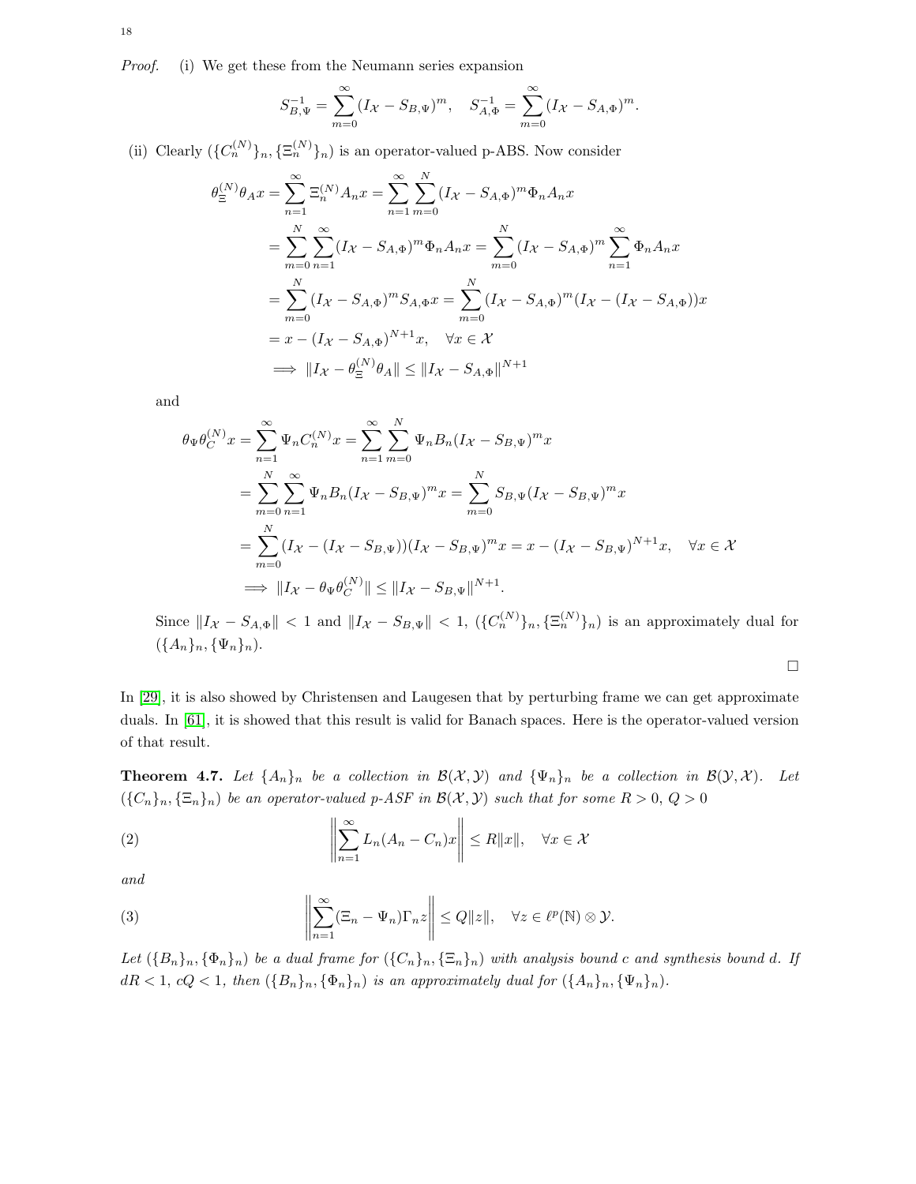*Proof.* (i) We get these from the Neumann series expansion

$$S_{B,\Psi}^{-1} = \sum_{m=0}^{\infty}(I_\mathcal{X} - S_{B,\Psi})^m, \quad S_{A,\Phi}^{-1} = \sum_{m=0}^{\infty}(I_\mathcal{X} - S_{A,\Phi})^m.$$

(ii) Clearly $(\{C_n^{(N)}\}_n, \{\Xi_n^{(N)}\}_n)$ is an operator-valued p-ABS. Now consider

$$\begin{aligned}
\theta_\Xi^{(N)}\theta_A x &= \sum_{n=1}^{\infty}\Xi_n^{(N)}A_n x = \sum_{n=1}^{\infty}\sum_{m=0}^{N}(I_\mathcal{X} - S_{A,\Phi})^m\Phi_n A_n x\\
&= \sum_{m=0}^{N}\sum_{n=1}^{\infty}(I_\mathcal{X} - S_{A,\Phi})^m\Phi_n A_n x = \sum_{m=0}^{N}(I_\mathcal{X} - S_{A,\Phi})^m\sum_{n=1}^{\infty}\Phi_n A_n x\\
&= \sum_{m=0}^{N}(I_\mathcal{X} - S_{A,\Phi})^m S_{A,\Phi}x = \sum_{m=0}^{N}(I_\mathcal{X} - S_{A,\Phi})^m(I_\mathcal{X} - (I_\mathcal{X} - S_{A,\Phi}))x\\
&= x - (I_\mathcal{X} - S_{A,\Phi})^{N+1}x, \quad \forall x \in \mathcal{X}\\
&\implies \|I_\mathcal{X} - \theta_\Xi^{(N)}\theta_A\| \leq \|I_\mathcal{X} - S_{A,\Phi}\|^{N+1}
\end{aligned}$$

and

$$\begin{aligned}
\theta_\Psi\theta_C^{(N)}x &= \sum_{n=1}^{\infty}\Psi_n C_n^{(N)}x = \sum_{n=1}^{\infty}\sum_{m=0}^{N}\Psi_n B_n(I_\mathcal{X} - S_{B,\Psi})^m x\\
&= \sum_{m=0}^{N}\sum_{n=1}^{\infty}\Psi_n B_n(I_\mathcal{X} - S_{B,\Psi})^m x = \sum_{m=0}^{N}S_{B,\Psi}(I_\mathcal{X} - S_{B,\Psi})^m x\\
&= \sum_{m=0}^{N}(I_\mathcal{X} - (I_\mathcal{X} - S_{B,\Psi}))(I_\mathcal{X} - S_{B,\Psi})^m x = x - (I_\mathcal{X} - S_{B,\Psi})^{N+1}x, \quad \forall x \in \mathcal{X}\\
&\implies \|I_\mathcal{X} - \theta_\Psi\theta_C^{(N)}\| \leq \|I_\mathcal{X} - S_{B,\Psi}\|^{N+1}.
\end{aligned}$$

Since $\|I_\mathcal{X} - S_{A,\Phi}\| < 1$ and $\|I_\mathcal{X} - S_{B,\Psi}\| < 1$, $(\{C_n^{(N)}\}_n, \{\Xi_n^{(N)}\}_n)$ is an approximately dual for $(\{A_n\}_n, \{\Psi_n\}_n)$.

□

In [29], it is also showed by Christensen and Laugesen that by perturbing frame we can get approximate duals. In [61], it is showed that this result is valid for Banach spaces. Here is the operator-valued version of that result.

**Theorem 4.7.** *Let $\{A_n\}_n$ be a collection in $\mathcal{B}(\mathcal{X}, \mathcal{Y})$ and $\{\Psi_n\}_n$ be a collection in $\mathcal{B}(\mathcal{Y}, \mathcal{X})$. Let $(\{C_n\}_n, \{\Xi_n\}_n)$ be an operator-valued p-ASF in $\mathcal{B}(\mathcal{X}, \mathcal{Y})$ such that for some $R > 0$, $Q > 0$*

$$\left\|\sum_{n=1}^{\infty}L_n(A_n - C_n)x\right\| \leq R\|x\|, \quad \forall x \in \mathcal{X} \tag{2}$$

*and*

$$\left\|\sum_{n=1}^{\infty}(\Xi_n - \Psi_n)\Gamma_n z\right\| \leq Q\|z\|, \quad \forall z \in \ell^p(\mathbb{N}) \otimes \mathcal{Y}. \tag{3}$$

*Let $(\{B_n\}_n, \{\Phi_n\}_n)$ be a dual frame for $(\{C_n\}_n, \{\Xi_n\}_n)$ with analysis bound $c$ and synthesis bound $d$. If $dR < 1$, $cQ < 1$, then $(\{B_n\}_n, \{\Phi_n\}_n)$ is an approximately dual for $(\{A_n\}_n, \{\Psi_n\}_n)$.*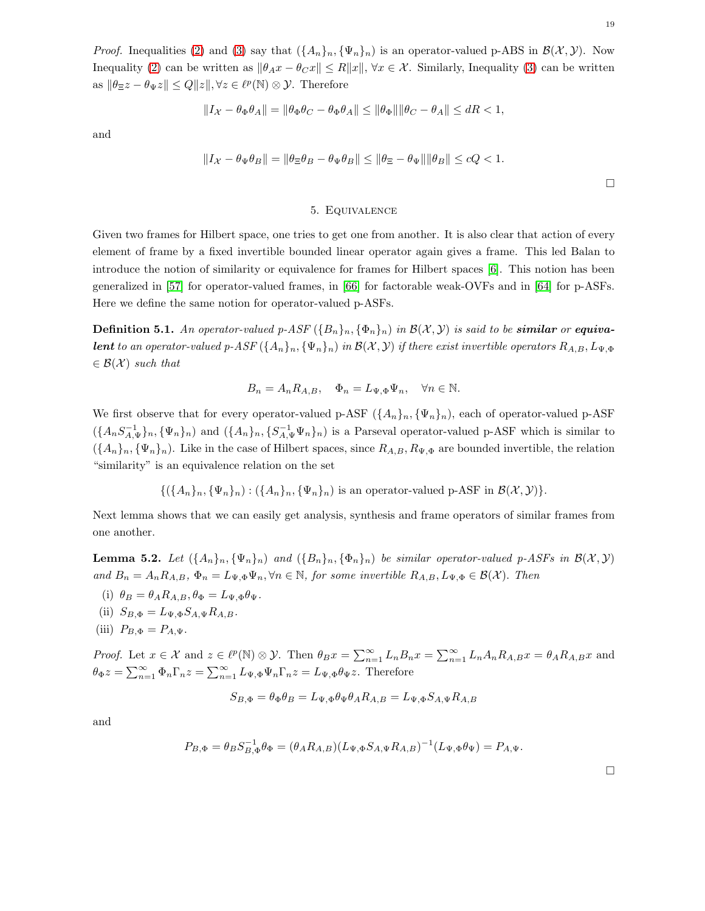*Proof.* Inequalities (2) and (3) say that $(\{A_n\}_n, \{\Psi_n\}_n)$ is an operator-valued p-ABS in $\mathcal{B}(\mathcal{X}, \mathcal{Y})$. Now Inequality (2) can be written as $\|\theta_A x - \theta_C x\| \leq R\|x\|, \forall x \in \mathcal{X}$. Similarly, Inequality (3) can be written as $\|\theta_\Xi z - \theta_\Psi z\| \leq Q\|z\|, \forall z \in \ell^p(\mathbb{N}) \otimes \mathcal{Y}$. Therefore

$$\|I_\mathcal{X} - \theta_\Phi \theta_A\| = \|\theta_\Phi \theta_C - \theta_\Phi \theta_A\| \leq \|\theta_\Phi\|\|\theta_C - \theta_A\| \leq dR < 1,$$

and

$$\|I_\mathcal{X} - \theta_\Psi \theta_B\| = \|\theta_\Xi \theta_B - \theta_\Psi \theta_B\| \leq \|\theta_\Xi - \theta_\Psi\|\|\theta_B\| \leq cQ < 1.$$

□

## 5. Equivalence

Given two frames for Hilbert space, one tries to get one from another. It is also clear that action of every element of frame by a fixed invertible bounded linear operator again gives a frame. This led Balan to introduce the notion of similarity or equivalence for frames for Hilbert spaces [6]. This notion has been generalized in [57] for operator-valued frames, in [66] for factorable weak-OVFs and in [64] for p-ASFs. Here we define the same notion for operator-valued p-ASFs.

**Definition 5.1.** *An operator-valued p-ASF $(\{B_n\}_n, \{\Phi_n\}_n)$ in $\mathcal{B}(\mathcal{X}, \mathcal{Y})$ is said to be* ***similar*** *or* ***equivalent*** *to an operator-valued p-ASF $(\{A_n\}_n, \{\Psi_n\}_n)$ in $\mathcal{B}(\mathcal{X}, \mathcal{Y})$ if there exist invertible operators $R_{A,B}, L_{\Psi,\Phi} \in \mathcal{B}(\mathcal{X})$ such that*

$$B_n = A_n R_{A,B}, \quad \Phi_n = L_{\Psi,\Phi}\Psi_n, \quad \forall n \in \mathbb{N}.$$

We first observe that for every operator-valued p-ASF $(\{A_n\}_n, \{\Psi_n\}_n)$, each of operator-valued p-ASF $(\{A_n S_{A,\Psi}^{-1}\}_n, \{\Psi_n\}_n)$ and $(\{A_n\}_n, \{S_{A,\Psi}^{-1}\Psi_n\}_n)$ is a Parseval operator-valued p-ASF which is similar to $(\{A_n\}_n, \{\Psi_n\}_n)$. Like in the case of Hilbert spaces, since $R_{A,B}, R_{\Psi,\Phi}$ are bounded invertible, the relation "similarity" is an equivalence relation on the set

$$\{(\{A_n\}_n, \{\Psi_n\}_n) : (\{A_n\}_n, \{\Psi_n\}_n) \text{ is an operator-valued p-ASF in } \mathcal{B}(\mathcal{X}, \mathcal{Y})\}.$$

Next lemma shows that we can easily get analysis, synthesis and frame operators of similar frames from one another.

**Lemma 5.2.** *Let $(\{A_n\}_n, \{\Psi_n\}_n)$ and $(\{B_n\}_n, \{\Phi_n\}_n)$ be similar operator-valued p-ASFs in $\mathcal{B}(\mathcal{X}, \mathcal{Y})$ and $B_n = A_n R_{A,B}$, $\Phi_n = L_{\Psi,\Phi}\Psi_n, \forall n \in \mathbb{N}$, for some invertible $R_{A,B}, L_{\Psi,\Phi} \in \mathcal{B}(\mathcal{X})$. Then*

(i) $\theta_B = \theta_A R_{A,B}, \theta_\Phi = L_{\Psi,\Phi}\theta_\Psi$.
(ii) $S_{B,\Phi} = L_{\Psi,\Phi} S_{A,\Psi} R_{A,B}$.
(iii) $P_{B,\Phi} = P_{A,\Psi}$.

*Proof.* Let $x \in \mathcal{X}$ and $z \in \ell^p(\mathbb{N}) \otimes \mathcal{Y}$. Then $\theta_B x = \sum_{n=1}^\infty L_n B_n x = \sum_{n=1}^\infty L_n A_n R_{A,B} x = \theta_A R_{A,B} x$ and $\theta_\Phi z = \sum_{n=1}^\infty \Phi_n \Gamma_n z = \sum_{n=1}^\infty L_{\Psi,\Phi}\Psi_n \Gamma_n z = L_{\Psi,\Phi}\theta_\Psi z$. Therefore

$$S_{B,\Phi} = \theta_\Phi \theta_B = L_{\Psi,\Phi}\theta_\Psi \theta_A R_{A,B} = L_{\Psi,\Phi} S_{A,\Psi} R_{A,B}$$

and

$$P_{B,\Phi} = \theta_B S_{B,\Phi}^{-1} \theta_\Phi = (\theta_A R_{A,B})(L_{\Psi,\Phi} S_{A,\Psi} R_{A,B})^{-1}(L_{\Psi,\Phi}\theta_\Psi) = P_{A,\Psi}.$$

□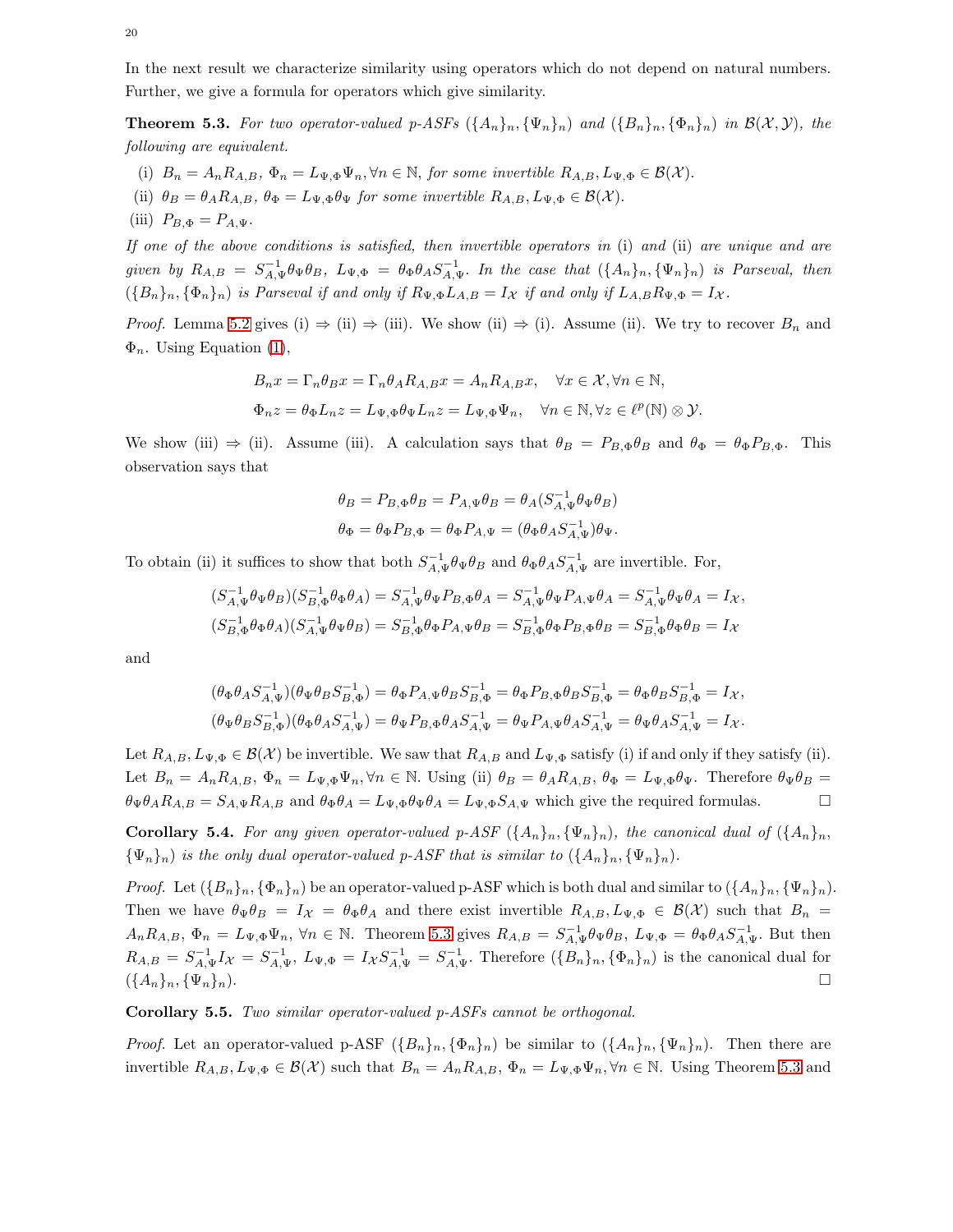In the next result we characterize similarity using operators which do not depend on natural numbers. Further, we give a formula for operators which give similarity.

**Theorem 5.3.** *For two operator-valued p-ASFs $(\{A_n\}_n, \{\Psi_n\}_n)$ and $(\{B_n\}_n, \{\Phi_n\}_n)$ in $\mathcal{B}(\mathcal{X}, \mathcal{Y})$, the following are equivalent.*

- (i) $B_n = A_n R_{A,B}$, $\Phi_n = L_{\Psi,\Phi}\Psi_n, \forall n \in \mathbb{N}$, *for some invertible* $R_{A,B}, L_{\Psi,\Phi} \in \mathcal{B}(\mathcal{X})$.
- (ii) $\theta_B = \theta_A R_{A,B}$, $\theta_\Phi = L_{\Psi,\Phi}\theta_\Psi$ *for some invertible* $R_{A,B}, L_{\Psi,\Phi} \in \mathcal{B}(\mathcal{X})$.
- (iii) $P_{B,\Phi} = P_{A,\Psi}$.

*If one of the above conditions is satisfied, then invertible operators in* (i) *and* (ii) *are unique and are given by* $R_{A,B} = S_{A,\Psi}^{-1}\theta_\Psi\theta_B$, $L_{\Psi,\Phi} = \theta_\Phi\theta_A S_{A,\Psi}^{-1}$. *In the case that* $(\{A_n\}_n, \{\Psi_n\}_n)$ *is Parseval, then* $(\{B_n\}_n, \{\Phi_n\}_n)$ *is Parseval if and only if* $R_{\Psi,\Phi}L_{A,B} = I_\mathcal{X}$ *if and only if* $L_{A,B}R_{\Psi,\Phi} = I_\mathcal{X}$.

*Proof.* Lemma 5.2 gives (i) $\Rightarrow$ (ii) $\Rightarrow$ (iii). We show (ii) $\Rightarrow$ (i). Assume (ii). We try to recover $B_n$ and $\Phi_n$. Using Equation (1),

$$B_n x = \Gamma_n\theta_B x = \Gamma_n\theta_A R_{A,B}x = A_n R_{A,B}x, \quad \forall x \in \mathcal{X}, \forall n \in \mathbb{N},$$

$$\Phi_n z = \theta_\Phi L_n z = L_{\Psi,\Phi}\theta_\Psi L_n z = L_{\Psi,\Phi}\Psi_n, \quad \forall n \in \mathbb{N}, \forall z \in \ell^p(\mathbb{N}) \otimes \mathcal{Y}.$$

We show (iii) $\Rightarrow$ (ii). Assume (iii). A calculation says that $\theta_B = P_{B,\Phi}\theta_B$ and $\theta_\Phi = \theta_\Phi P_{B,\Phi}$. This observation says that

$$\theta_B = P_{B,\Phi}\theta_B = P_{A,\Psi}\theta_B = \theta_A(S_{A,\Psi}^{-1}\theta_\Psi\theta_B)$$

$$\theta_\Phi = \theta_\Phi P_{B,\Phi} = \theta_\Phi P_{A,\Psi} = (\theta_\Phi\theta_A S_{A,\Psi}^{-1})\theta_\Psi.$$

To obtain (ii) it suffices to show that both $S_{A,\Psi}^{-1}\theta_\Psi\theta_B$ and $\theta_\Phi\theta_A S_{A,\Psi}^{-1}$ are invertible. For,

$$(S_{A,\Psi}^{-1}\theta_\Psi\theta_B)(S_{B,\Phi}^{-1}\theta_\Phi\theta_A) = S_{A,\Psi}^{-1}\theta_\Psi P_{B,\Phi}\theta_A = S_{A,\Psi}^{-1}\theta_\Psi P_{A,\Psi}\theta_A = S_{A,\Psi}^{-1}\theta_\Psi\theta_A = I_\mathcal{X},$$

$$(S_{B,\Phi}^{-1}\theta_\Phi\theta_A)(S_{A,\Psi}^{-1}\theta_\Psi\theta_B) = S_{B,\Phi}^{-1}\theta_\Phi P_{A,\Psi}\theta_B = S_{B,\Phi}^{-1}\theta_\Phi P_{B,\Phi}\theta_B = S_{B,\Phi}^{-1}\theta_\Phi\theta_B = I_\mathcal{X}$$

and

$$(\theta_\Phi\theta_A S_{A,\Psi}^{-1})(\theta_\Psi\theta_B S_{B,\Phi}^{-1}) = \theta_\Phi P_{A,\Psi}\theta_B S_{B,\Phi}^{-1} = \theta_\Phi P_{B,\Phi}\theta_B S_{B,\Phi}^{-1} = \theta_\Phi\theta_B S_{B,\Phi}^{-1} = I_\mathcal{X},$$

$$(\theta_\Psi\theta_B S_{B,\Phi}^{-1})(\theta_\Phi\theta_A S_{A,\Psi}^{-1}) = \theta_\Psi P_{B,\Phi}\theta_A S_{A,\Psi}^{-1} = \theta_\Psi P_{A,\Psi}\theta_A S_{A,\Psi}^{-1} = \theta_\Psi\theta_A S_{A,\Psi}^{-1} = I_\mathcal{X}.$$

Let $R_{A,B}, L_{\Psi,\Phi} \in \mathcal{B}(\mathcal{X})$ be invertible. We saw that $R_{A,B}$ and $L_{\Psi,\Phi}$ satisfy (i) if and only if they satisfy (ii). Let $B_n = A_n R_{A,B}$, $\Phi_n = L_{\Psi,\Phi}\Psi_n, \forall n \in \mathbb{N}$. Using (ii) $\theta_B = \theta_A R_{A,B}$, $\theta_\Phi = L_{\Psi,\Phi}\theta_\Psi$. Therefore $\theta_\Psi\theta_B = \theta_\Psi\theta_A R_{A,B} = S_{A,\Psi}R_{A,B}$ and $\theta_\Phi\theta_A = L_{\Psi,\Phi}\theta_\Psi\theta_A = L_{\Psi,\Phi}S_{A,\Psi}$ which give the required formulas. $\square$

**Corollary 5.4.** *For any given operator-valued p-ASF* $(\{A_n\}_n, \{\Psi_n\}_n)$, *the canonical dual of* $(\{A_n\}_n, \{\Psi_n\}_n)$ *is the only dual operator-valued p-ASF that is similar to* $(\{A_n\}_n, \{\Psi_n\}_n)$.

*Proof.* Let $(\{B_n\}_n, \{\Phi_n\}_n)$ be an operator-valued p-ASF which is both dual and similar to $(\{A_n\}_n, \{\Psi_n\}_n)$. Then we have $\theta_\Psi\theta_B = I_\mathcal{X} = \theta_\Phi\theta_A$ and there exist invertible $R_{A,B}, L_{\Psi,\Phi} \in \mathcal{B}(\mathcal{X})$ such that $B_n = A_n R_{A,B}$, $\Phi_n = L_{\Psi,\Phi}\Psi_n$, $\forall n \in \mathbb{N}$. Theorem 5.3 gives $R_{A,B} = S_{A,\Psi}^{-1}\theta_\Psi\theta_B$, $L_{\Psi,\Phi} = \theta_\Phi\theta_A S_{A,\Psi}^{-1}$. But then $R_{A,B} = S_{A,\Psi}^{-1}I_\mathcal{X} = S_{A,\Psi}^{-1}$, $L_{\Psi,\Phi} = I_\mathcal{X}S_{A,\Psi}^{-1} = S_{A,\Psi}^{-1}$. Therefore $(\{B_n\}_n, \{\Phi_n\}_n)$ is the canonical dual for $(\{A_n\}_n, \{\Psi_n\}_n)$. $\square$

**Corollary 5.5.** *Two similar operator-valued p-ASFs cannot be orthogonal.*

*Proof.* Let an operator-valued p-ASF $(\{B_n\}_n, \{\Phi_n\}_n)$ be similar to $(\{A_n\}_n, \{\Psi_n\}_n)$. Then there are invertible $R_{A,B}, L_{\Psi,\Phi} \in \mathcal{B}(\mathcal{X})$ such that $B_n = A_n R_{A,B}$, $\Phi_n = L_{\Psi,\Phi}\Psi_n, \forall n \in \mathbb{N}$. Using Theorem 5.3 and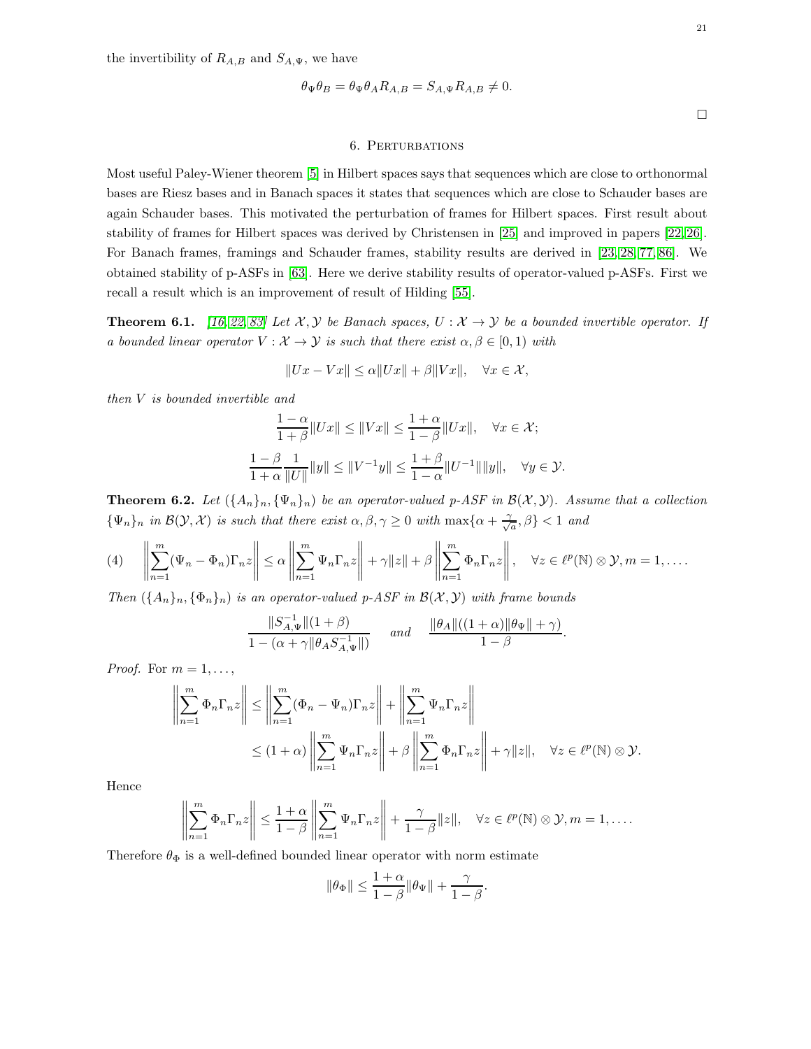the invertibility of $R_{A,B}$ and $S_{A,\Psi}$, we have

$$\theta_\Psi\theta_B = \theta_\Psi\theta_A R_{A,B} = S_{A,\Psi}R_{A,B} \neq 0.$$

$\square$

## 6. Perturbations

Most useful Paley-Wiener theorem [5] in Hilbert spaces says that sequences which are close to orthonormal bases are Riesz bases and in Banach spaces it states that sequences which are close to Schauder bases are again Schauder bases. This motivated the perturbation of frames for Hilbert spaces. First result about stability of frames for Hilbert spaces was derived by Christensen in [25] and improved in papers [22, 26]. For Banach frames, framings and Schauder frames, stability results are derived in [23, 28, 77, 86]. We obtained stability of p-ASFs in [63]. Here we derive stability results of operator-valued p-ASFs. First we recall a result which is an improvement of result of Hilding [55].

**Theorem 6.1.** *[16, 22, 83] Let $\mathcal{X}, \mathcal{Y}$ be Banach spaces, $U : \mathcal{X} \to \mathcal{Y}$ be a bounded invertible operator. If a bounded linear operator $V : \mathcal{X} \to \mathcal{Y}$ is such that there exist $\alpha, \beta \in [0, 1)$ with*

$$\|Ux - Vx\| \leq \alpha\|Ux\| + \beta\|Vx\|, \quad \forall x \in \mathcal{X},$$

*then $V$ is bounded invertible and*

$$\frac{1-\alpha}{1+\beta}\|Ux\| \leq \|Vx\| \leq \frac{1+\alpha}{1-\beta}\|Ux\|, \quad \forall x \in \mathcal{X};$$

$$\frac{1-\beta}{1+\alpha}\frac{1}{\|U\|}\|y\| \leq \|V^{-1}y\| \leq \frac{1+\beta}{1-\alpha}\|U^{-1}\|\|y\|, \quad \forall y \in \mathcal{Y}.$$

**Theorem 6.2.** *Let $(\{A_n\}_n, \{\Psi_n\}_n)$ be an operator-valued p-ASF in $\mathcal{B}(\mathcal{X}, \mathcal{Y})$. Assume that a collection $\{\Psi_n\}_n$ in $\mathcal{B}(\mathcal{Y}, \mathcal{X})$ is such that there exist $\alpha, \beta, \gamma \geq 0$ with $\max\{\alpha + \frac{\gamma}{\sqrt{a}}, \beta\} < 1$ and*

$$\left\|\sum_{n=1}^{m}(\Psi_n - \Phi_n)\Gamma_n z\right\| \leq \alpha\left\|\sum_{n=1}^{m}\Psi_n\Gamma_n z\right\| + \gamma\|z\| + \beta\left\|\sum_{n=1}^{m}\Phi_n\Gamma_n z\right\|, \quad \forall z \in \ell^p(\mathbb{N}) \otimes \mathcal{Y}, m = 1, \ldots. \tag{4}$$

*Then $(\{A_n\}_n, \{\Phi_n\}_n)$ is an operator-valued p-ASF in $\mathcal{B}(\mathcal{X}, \mathcal{Y})$ with frame bounds*

$$\frac{\|S_{A,\Psi}^{-1}\|(1+\beta)}{1-(\alpha+\gamma\|\theta_A S_{A,\Psi}^{-1}\|)} \quad \text{and} \quad \frac{\|\theta_A\|((1+\alpha)\|\theta_\Psi\| + \gamma)}{1-\beta}.$$

*Proof.* For $m = 1, \ldots,$

$$\begin{aligned}\left\|\sum_{n=1}^{m}\Phi_n\Gamma_n z\right\| &\leq \left\|\sum_{n=1}^{m}(\Phi_n - \Psi_n)\Gamma_n z\right\| + \left\|\sum_{n=1}^{m}\Psi_n\Gamma_n z\right\| \\ &\leq (1+\alpha)\left\|\sum_{n=1}^{m}\Psi_n\Gamma_n z\right\| + \beta\left\|\sum_{n=1}^{m}\Phi_n\Gamma_n z\right\| + \gamma\|z\|, \quad \forall z \in \ell^p(\mathbb{N}) \otimes \mathcal{Y}.\end{aligned}$$

Hence

$$\left\|\sum_{n=1}^{m}\Phi_n\Gamma_n z\right\| \leq \frac{1+\alpha}{1-\beta}\left\|\sum_{n=1}^{m}\Psi_n\Gamma_n z\right\| + \frac{\gamma}{1-\beta}\|z\|, \quad \forall z \in \ell^p(\mathbb{N}) \otimes \mathcal{Y}, m = 1, \ldots.$$

Therefore $\theta_\Phi$ is a well-defined bounded linear operator with norm estimate

$$\|\theta_\Phi\| \leq \frac{1+\alpha}{1-\beta}\|\theta_\Psi\| + \frac{\gamma}{1-\beta}.$$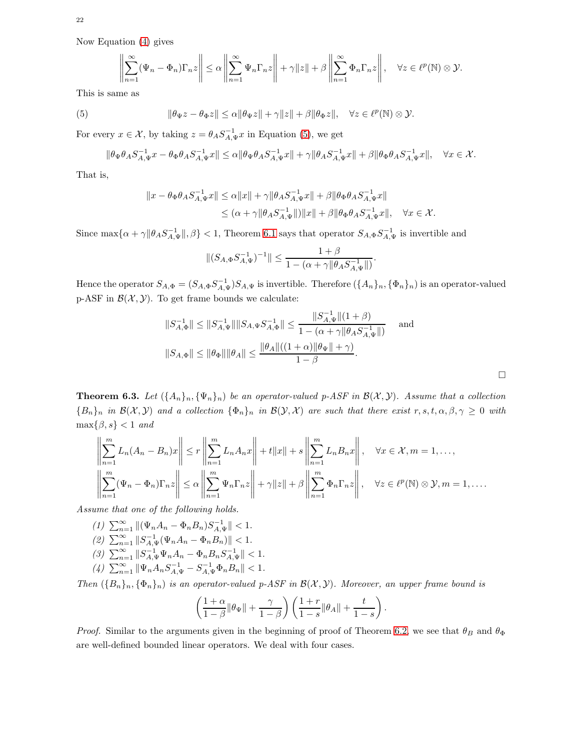Now Equation (4) gives

$$\left\|\sum_{n=1}^{\infty}(\Psi_n-\Phi_n)\Gamma_n z\right\| \leq \alpha\left\|\sum_{n=1}^{\infty}\Psi_n\Gamma_n z\right\|+\gamma\|z\|+\beta\left\|\sum_{n=1}^{\infty}\Phi_n\Gamma_n z\right\|, \quad \forall z \in \ell^p(\mathbb{N})\otimes\mathcal{Y}.$$

This is same as

$$\|\theta_\Psi z-\theta_\Phi z\| \leq \alpha\|\theta_\Psi z\|+\gamma\|z\|+\beta\|\theta_\Phi z\|, \quad \forall z \in \ell^p(\mathbb{N})\otimes\mathcal{Y}. \tag{5}$$

For every $x \in \mathcal{X}$, by taking $z=\theta_A S_{A,\Psi}^{-1}x$ in Equation (5), we get

$$\|\theta_\Psi\theta_A S_{A,\Psi}^{-1}x-\theta_\Phi\theta_A S_{A,\Psi}^{-1}x\| \leq \alpha\|\theta_\Psi\theta_A S_{A,\Psi}^{-1}x\|+\gamma\|\theta_A S_{A,\Psi}^{-1}x\|+\beta\|\theta_\Phi\theta_A S_{A,\Psi}^{-1}x\|, \quad \forall x \in \mathcal{X}.$$

That is,

$$\begin{aligned}\|x-\theta_\Phi\theta_A S_{A,\Psi}^{-1}x\| &\leq \alpha\|x\|+\gamma\|\theta_A S_{A,\Psi}^{-1}x\|+\beta\|\theta_\Phi\theta_A S_{A,\Psi}^{-1}x\| \\ &\leq (\alpha+\gamma\|\theta_A S_{A,\Psi}^{-1}\|)\|x\|+\beta\|\theta_\Phi\theta_A S_{A,\Psi}^{-1}x\|, \quad \forall x \in \mathcal{X}.\end{aligned}$$

Since $\max\{\alpha+\gamma\|\theta_A S_{A,\Psi}^{-1}\|,\beta\}<1$, Theorem 6.1 says that operator $S_{A,\Phi}S_{A,\Psi}^{-1}$ is invertible and

$$\|(S_{A,\Phi}S_{A,\Psi}^{-1})^{-1}\| \leq \frac{1+\beta}{1-(\alpha+\gamma\|\theta_A S_{A,\Psi}^{-1}\|)}.$$

Hence the operator $S_{A,\Phi}=(S_{A,\Phi}S_{A,\Psi}^{-1})S_{A,\Psi}$ is invertible. Therefore $(\{A_n\}_n,\{\Phi_n\}_n)$ is an operator-valued p-ASF in $\mathcal{B}(\mathcal{X},\mathcal{Y})$. To get frame bounds we calculate:

$$\|S_{A,\Phi}^{-1}\| \leq \|S_{A,\Psi}^{-1}\|\|S_{A,\Psi}S_{A,\Phi}^{-1}\| \leq \frac{\|S_{A,\Psi}^{-1}\|(1+\beta)}{1-(\alpha+\gamma\|\theta_A S_{A,\Psi}^{-1}\|)} \quad \text{and}$$

$$\|S_{A,\Phi}\| \leq \|\theta_\Phi\|\|\theta_A\| \leq \frac{\|\theta_A\|((1+\alpha)\|\theta_\Psi\|+\gamma)}{1-\beta}.$$

□

**Theorem 6.3.** *Let $(\{A_n\}_n,\{\Psi_n\}_n)$ be an operator-valued p-ASF in $\mathcal{B}(\mathcal{X},\mathcal{Y})$. Assume that a collection $\{B_n\}_n$ in $\mathcal{B}(\mathcal{X},\mathcal{Y})$ and a collection $\{\Phi_n\}_n$ in $\mathcal{B}(\mathcal{Y},\mathcal{X})$ are such that there exist $r,s,t,\alpha,\beta,\gamma \geq 0$ with $\max\{\beta,s\}<1$ and*

$$\left\|\sum_{n=1}^{m}L_n(A_n-B_n)x\right\| \leq r\left\|\sum_{n=1}^{m}L_nA_nx\right\|+t\|x\|+s\left\|\sum_{n=1}^{m}L_nB_nx\right\|, \quad \forall x \in \mathcal{X}, m=1,\dots,$$

$$\left\|\sum_{n=1}^{m}(\Psi_n-\Phi_n)\Gamma_n z\right\| \leq \alpha\left\|\sum_{n=1}^{m}\Psi_n\Gamma_n z\right\|+\gamma\|z\|+\beta\left\|\sum_{n=1}^{m}\Phi_n\Gamma_n z\right\|, \quad \forall z \in \ell^p(\mathbb{N})\otimes\mathcal{Y}, m=1,\dots.$$

*Assume that one of the following holds.*

*(1)* $\sum_{n=1}^{\infty}\|(\Psi_nA_n-\Phi_nB_n)S_{A,\Psi}^{-1}\|<1$.
*(2)* $\sum_{n=1}^{\infty}\|S_{A,\Psi}^{-1}(\Psi_nA_n-\Phi_nB_n)\|<1$.
*(3)* $\sum_{n=1}^{\infty}\|S_{A,\Psi}^{-1}\Psi_nA_n-\Phi_nB_nS_{A,\Psi}^{-1}\|<1$.
*(4)* $\sum_{n=1}^{\infty}\|\Psi_nA_nS_{A,\Psi}^{-1}-S_{A,\Psi}^{-1}\Phi_nB_n\|<1$.

*Then $(\{B_n\}_n,\{\Phi_n\}_n)$ is an operator-valued p-ASF in $\mathcal{B}(\mathcal{X},\mathcal{Y})$. Moreover, an upper frame bound is*

$$\left(\frac{1+\alpha}{1-\beta}\|\theta_\Psi\|+\frac{\gamma}{1-\beta}\right)\left(\frac{1+r}{1-s}\|\theta_A\|+\frac{t}{1-s}\right).$$

*Proof.* Similar to the arguments given in the beginning of proof of Theorem 6.2, we see that $\theta_B$ and $\theta_\Phi$ are well-defined bounded linear operators. We deal with four cases.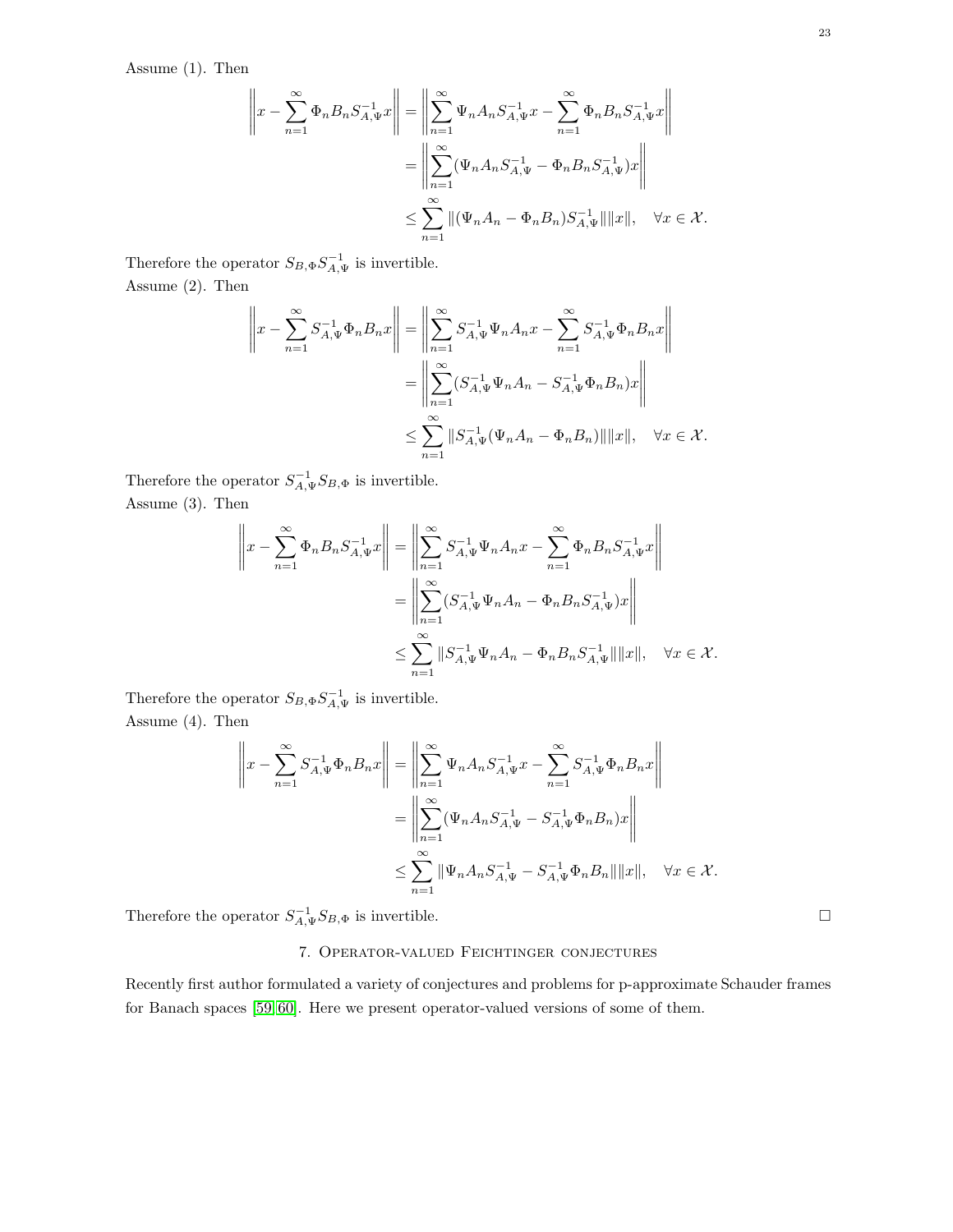Assume (1). Then

$$
\begin{aligned}
\left\|x-\sum_{n=1}^\infty \Phi_nB_nS_{A,\Psi}^{-1}x\right\| &= \left\|\sum_{n=1}^\infty \Psi_nA_nS_{A,\Psi}^{-1}x-\sum_{n=1}^\infty \Phi_nB_nS_{A,\Psi}^{-1}x\right\|\\
&= \left\|\sum_{n=1}^\infty (\Psi_nA_nS_{A,\Psi}^{-1}-\Phi_nB_nS_{A,\Psi}^{-1})x\right\|\\
&\leq \sum_{n=1}^\infty \|(\Psi_nA_n-\Phi_nB_n)S_{A,\Psi}^{-1}\|\|x\|, \quad \forall x \in \mathcal{X}.
\end{aligned}
$$

Therefore the operator $S_{B,\Phi}S_{A,\Psi}^{-1}$ is invertible.

Assume (2). Then

$$
\begin{aligned}
\left\|x-\sum_{n=1}^\infty S_{A,\Psi}^{-1}\Phi_nB_nx\right\| &= \left\|\sum_{n=1}^\infty S_{A,\Psi}^{-1}\Psi_nA_nx-\sum_{n=1}^\infty S_{A,\Psi}^{-1}\Phi_nB_nx\right\|\\
&= \left\|\sum_{n=1}^\infty (S_{A,\Psi}^{-1}\Psi_nA_n-S_{A,\Psi}^{-1}\Phi_nB_n)x\right\|\\
&\leq \sum_{n=1}^\infty \|S_{A,\Psi}^{-1}(\Psi_nA_n-\Phi_nB_n)\|\|x\|, \quad \forall x \in \mathcal{X}.
\end{aligned}
$$

Therefore the operator $S_{A,\Psi}^{-1}S_{B,\Phi}$ is invertible.

Assume (3). Then

$$
\begin{aligned}
\left\|x-\sum_{n=1}^\infty \Phi_nB_nS_{A,\Psi}^{-1}x\right\| &= \left\|\sum_{n=1}^\infty S_{A,\Psi}^{-1}\Psi_nA_nx-\sum_{n=1}^\infty \Phi_nB_nS_{A,\Psi}^{-1}x\right\|\\
&= \left\|\sum_{n=1}^\infty (S_{A,\Psi}^{-1}\Psi_nA_n-\Phi_nB_nS_{A,\Psi}^{-1})x\right\|\\
&\leq \sum_{n=1}^\infty \|S_{A,\Psi}^{-1}\Psi_nA_n-\Phi_nB_nS_{A,\Psi}^{-1}\|\|x\|, \quad \forall x \in \mathcal{X}.
\end{aligned}
$$

Therefore the operator $S_{B,\Phi}S_{A,\Psi}^{-1}$ is invertible.

Assume (4). Then

$$
\begin{aligned}
\left\|x-\sum_{n=1}^\infty S_{A,\Psi}^{-1}\Phi_nB_nx\right\| &= \left\|\sum_{n=1}^\infty \Psi_nA_nS_{A,\Psi}^{-1}x-\sum_{n=1}^\infty S_{A,\Psi}^{-1}\Phi_nB_nx\right\|\\
&= \left\|\sum_{n=1}^\infty (\Psi_nA_nS_{A,\Psi}^{-1}-S_{A,\Psi}^{-1}\Phi_nB_n)x\right\|\\
&\leq \sum_{n=1}^\infty \|\Psi_nA_nS_{A,\Psi}^{-1}-S_{A,\Psi}^{-1}\Phi_nB_n\|\|x\|, \quad \forall x \in \mathcal{X}.
\end{aligned}
$$

Therefore the operator $S_{A,\Psi}^{-1}S_{B,\Phi}$ is invertible. □

## 7. Operator-valued Feichtinger conjectures

Recently first author formulated a variety of conjectures and problems for p-approximate Schauder frames for Banach spaces [59, 60]. Here we present operator-valued versions of some of them.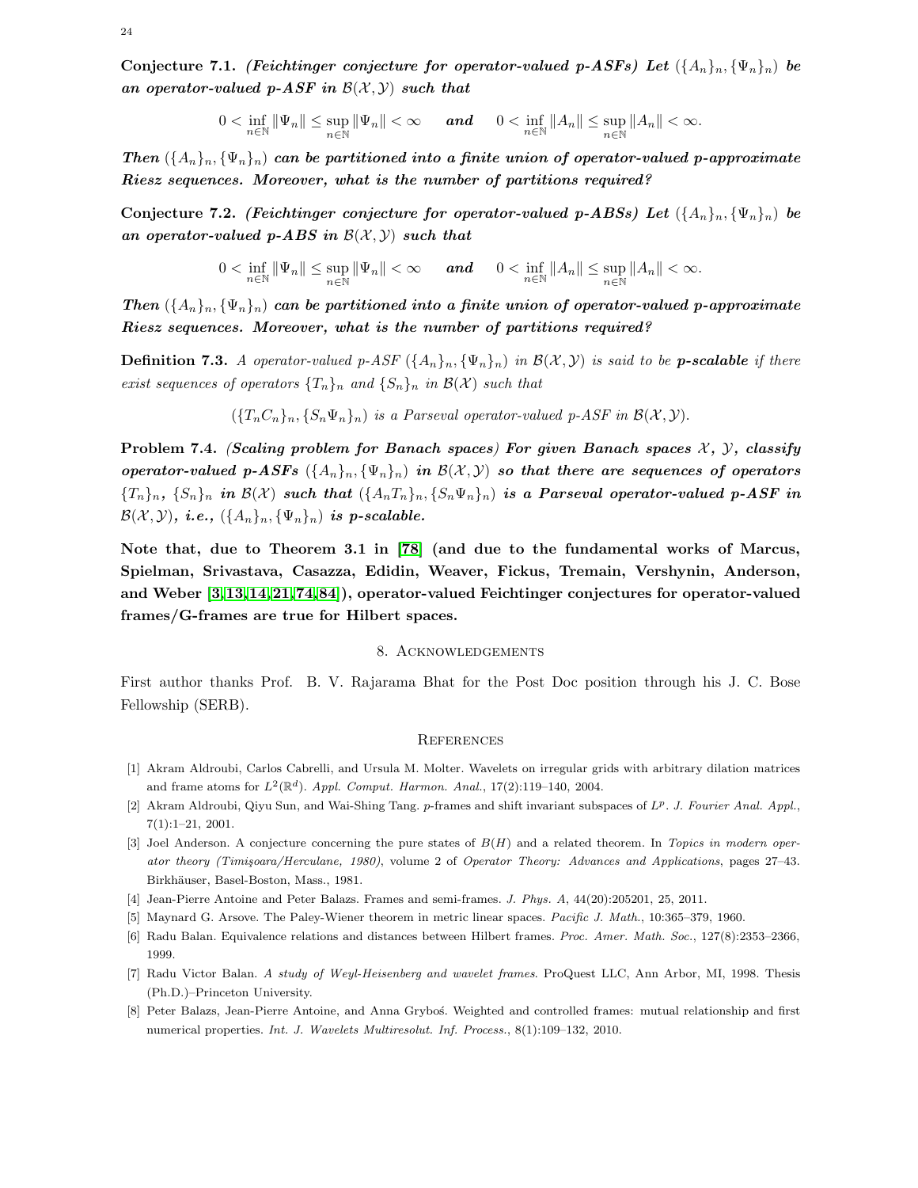**Conjecture 7.1.** ***(Feichtinger conjecture for operator-valued p-ASFs) Let $(\{A_n\}_n, \{\Psi_n\}_n)$ be an operator-valued p-ASF in $\mathcal{B}(\mathcal{X}, \mathcal{Y})$ such that***

$$0 < \inf_{n\in\mathbb{N}} \|\Psi_n\| \leq \sup_{n\in\mathbb{N}} \|\Psi_n\| < \infty \quad \textbf{\textit{and}} \quad 0 < \inf_{n\in\mathbb{N}} \|A_n\| \leq \sup_{n\in\mathbb{N}} \|A_n\| < \infty.$$

***Then $(\{A_n\}_n, \{\Psi_n\}_n)$ can be partitioned into a finite union of operator-valued p-approximate Riesz sequences. Moreover, what is the number of partitions required?***

**Conjecture 7.2.** ***(Feichtinger conjecture for operator-valued p-ABSs) Let $(\{A_n\}_n, \{\Psi_n\}_n)$ be an operator-valued p-ABS in $\mathcal{B}(\mathcal{X}, \mathcal{Y})$ such that***

$$0 < \inf_{n\in\mathbb{N}} \|\Psi_n\| \leq \sup_{n\in\mathbb{N}} \|\Psi_n\| < \infty \quad \textbf{\textit{and}} \quad 0 < \inf_{n\in\mathbb{N}} \|A_n\| \leq \sup_{n\in\mathbb{N}} \|A_n\| < \infty.$$

***Then $(\{A_n\}_n, \{\Psi_n\}_n)$ can be partitioned into a finite union of operator-valued p-approximate Riesz sequences. Moreover, what is the number of partitions required?***

**Definition 7.3.** *A operator-valued p-ASF $(\{A_n\}_n, \{\Psi_n\}_n)$ in $\mathcal{B}(\mathcal{X}, \mathcal{Y})$ is said to be **p-scalable** if there exist sequences of operators $\{T_n\}_n$ and $\{S_n\}_n$ in $\mathcal{B}(\mathcal{X})$ such that*

$$(\{T_nC_n\}_n, \{S_n\Psi_n\}_n) \text{ is a Parseval operator-valued p-ASF in } \mathcal{B}(\mathcal{X}, \mathcal{Y}).$$

**Problem 7.4.** ***(Scaling problem for Banach spaces) For given Banach spaces $\mathcal{X}$, $\mathcal{Y}$, classify operator-valued p-ASFs $(\{A_n\}_n, \{\Psi_n\}_n)$ in $\mathcal{B}(\mathcal{X}, \mathcal{Y})$ so that there are sequences of operators $\{T_n\}_n$, $\{S_n\}_n$ in $\mathcal{B}(\mathcal{X})$ such that $(\{A_nT_n\}_n, \{S_n\Psi_n\}_n)$ is a Parseval operator-valued p-ASF in $\mathcal{B}(\mathcal{X}, \mathcal{Y})$, i.e., $(\{A_n\}_n, \{\Psi_n\}_n)$ is p-scalable.***

**Note that, due to Theorem 3.1 in [78] (and due to the fundamental works of Marcus, Spielman, Srivastava, Casazza, Edidin, Weaver, Fickus, Tremain, Vershynin, Anderson, and Weber [3,13,14,21,74,84]), operator-valued Feichtinger conjectures for operator-valued frames/G-frames are true for Hilbert spaces.**

## 8. Acknowledgements

First author thanks Prof. B. V. Rajarama Bhat for the Post Doc position through his J. C. Bose Fellowship (SERB).

## References

[1] Akram Aldroubi, Carlos Cabrelli, and Ursula M. Molter. Wavelets on irregular grids with arbitrary dilation matrices and frame atoms for $L^2(\mathbb{R}^d)$. *Appl. Comput. Harmon. Anal.*, 17(2):119–140, 2004.

[2] Akram Aldroubi, Qiyu Sun, and Wai-Shing Tang. $p$-frames and shift invariant subspaces of $L^p$. *J. Fourier Anal. Appl.*, 7(1):1–21, 2001.

[3] Joel Anderson. A conjecture concerning the pure states of $B(H)$ and a related theorem. In *Topics in modern operator theory (Timişoara/Herculane, 1980)*, volume 2 of *Operator Theory: Advances and Applications*, pages 27–43. Birkhäuser, Basel-Boston, Mass., 1981.

[4] Jean-Pierre Antoine and Peter Balazs. Frames and semi-frames. *J. Phys. A*, 44(20):205201, 25, 2011.

[5] Maynard G. Arsove. The Paley-Wiener theorem in metric linear spaces. *Pacific J. Math.*, 10:365–379, 1960.

[6] Radu Balan. Equivalence relations and distances between Hilbert frames. *Proc. Amer. Math. Soc.*, 127(8):2353–2366, 1999.

[7] Radu Victor Balan. *A study of Weyl-Heisenberg and wavelet frames*. ProQuest LLC, Ann Arbor, MI, 1998. Thesis (Ph.D.)–Princeton University.

[8] Peter Balazs, Jean-Pierre Antoine, and Anna Gryboś. Weighted and controlled frames: mutual relationship and first numerical properties. *Int. J. Wavelets Multiresolut. Inf. Process.*, 8(1):109–132, 2010.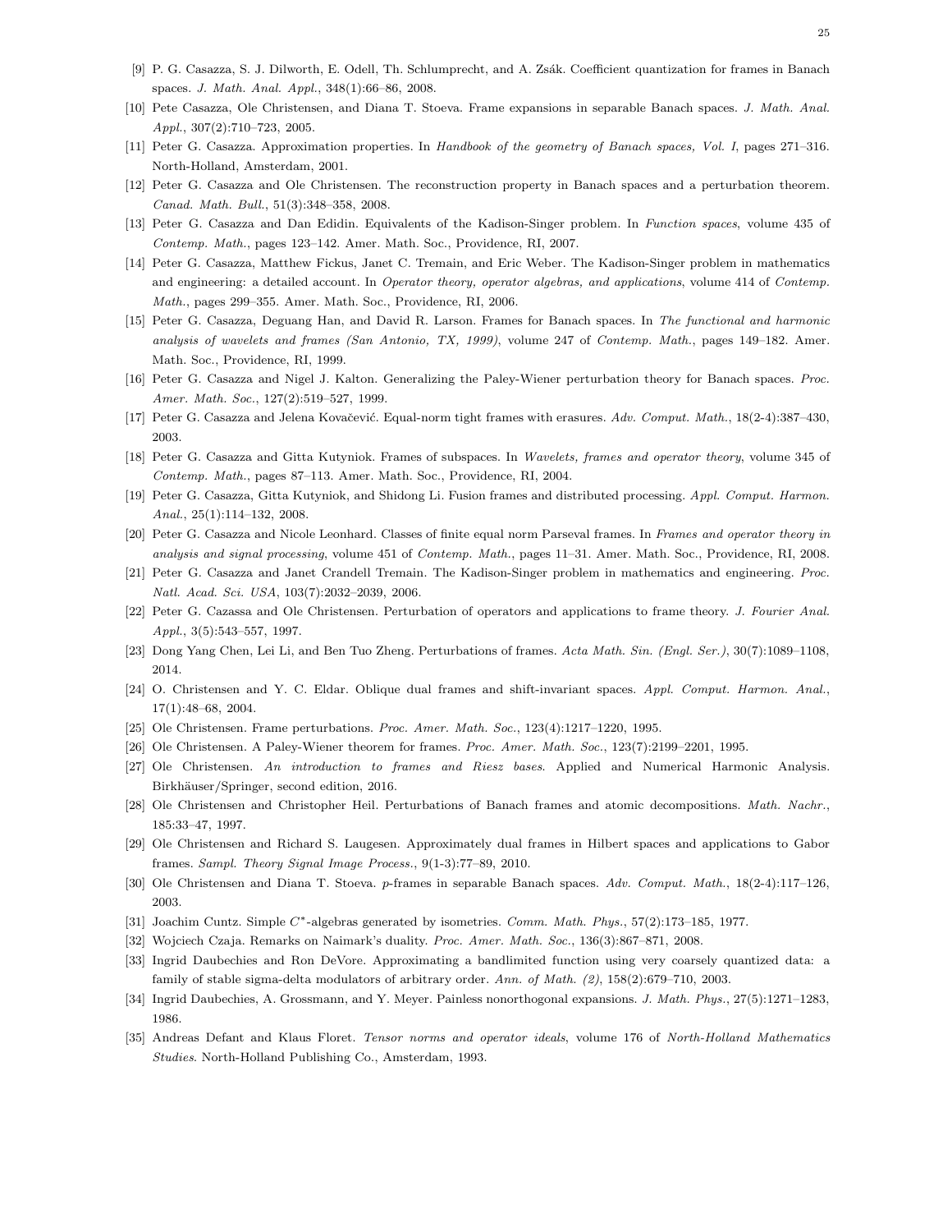[9] P. G. Casazza, S. J. Dilworth, E. Odell, Th. Schlumprecht, and A. Zsák. Coefficient quantization for frames in Banach spaces. *J. Math. Anal. Appl.*, 348(1):66–86, 2008.

[10] Pete Casazza, Ole Christensen, and Diana T. Stoeva. Frame expansions in separable Banach spaces. *J. Math. Anal. Appl.*, 307(2):710–723, 2005.

[11] Peter G. Casazza. Approximation properties. In *Handbook of the geometry of Banach spaces, Vol. I*, pages 271–316. North-Holland, Amsterdam, 2001.

[12] Peter G. Casazza and Ole Christensen. The reconstruction property in Banach spaces and a perturbation theorem. *Canad. Math. Bull.*, 51(3):348–358, 2008.

[13] Peter G. Casazza and Dan Edidin. Equivalents of the Kadison-Singer problem. In *Function spaces*, volume 435 of *Contemp. Math.*, pages 123–142. Amer. Math. Soc., Providence, RI, 2007.

[14] Peter G. Casazza, Matthew Fickus, Janet C. Tremain, and Eric Weber. The Kadison-Singer problem in mathematics and engineering: a detailed account. In *Operator theory, operator algebras, and applications*, volume 414 of *Contemp. Math.*, pages 299–355. Amer. Math. Soc., Providence, RI, 2006.

[15] Peter G. Casazza, Deguang Han, and David R. Larson. Frames for Banach spaces. In *The functional and harmonic analysis of wavelets and frames (San Antonio, TX, 1999)*, volume 247 of *Contemp. Math.*, pages 149–182. Amer. Math. Soc., Providence, RI, 1999.

[16] Peter G. Casazza and Nigel J. Kalton. Generalizing the Paley-Wiener perturbation theory for Banach spaces. *Proc. Amer. Math. Soc.*, 127(2):519–527, 1999.

[17] Peter G. Casazza and Jelena Kovačević. Equal-norm tight frames with erasures. *Adv. Comput. Math.*, 18(2-4):387–430, 2003.

[18] Peter G. Casazza and Gitta Kutyniok. Frames of subspaces. In *Wavelets, frames and operator theory*, volume 345 of *Contemp. Math.*, pages 87–113. Amer. Math. Soc., Providence, RI, 2004.

[19] Peter G. Casazza, Gitta Kutyniok, and Shidong Li. Fusion frames and distributed processing. *Appl. Comput. Harmon. Anal.*, 25(1):114–132, 2008.

[20] Peter G. Casazza and Nicole Leonhard. Classes of finite equal norm Parseval frames. In *Frames and operator theory in analysis and signal processing*, volume 451 of *Contemp. Math.*, pages 11–31. Amer. Math. Soc., Providence, RI, 2008.

[21] Peter G. Casazza and Janet Crandell Tremain. The Kadison-Singer problem in mathematics and engineering. *Proc. Natl. Acad. Sci. USA*, 103(7):2032–2039, 2006.

[22] Peter G. Cazassa and Ole Christensen. Perturbation of operators and applications to frame theory. *J. Fourier Anal. Appl.*, 3(5):543–557, 1997.

[23] Dong Yang Chen, Lei Li, and Ben Tuo Zheng. Perturbations of frames. *Acta Math. Sin. (Engl. Ser.)*, 30(7):1089–1108, 2014.

[24] O. Christensen and Y. C. Eldar. Oblique dual frames and shift-invariant spaces. *Appl. Comput. Harmon. Anal.*, 17(1):48–68, 2004.

[25] Ole Christensen. Frame perturbations. *Proc. Amer. Math. Soc.*, 123(4):1217–1220, 1995.

[26] Ole Christensen. A Paley-Wiener theorem for frames. *Proc. Amer. Math. Soc.*, 123(7):2199–2201, 1995.

[27] Ole Christensen. *An introduction to frames and Riesz bases*. Applied and Numerical Harmonic Analysis. Birkhäuser/Springer, second edition, 2016.

[28] Ole Christensen and Christopher Heil. Perturbations of Banach frames and atomic decompositions. *Math. Nachr.*, 185:33–47, 1997.

[29] Ole Christensen and Richard S. Laugesen. Approximately dual frames in Hilbert spaces and applications to Gabor frames. *Sampl. Theory Signal Image Process.*, 9(1-3):77–89, 2010.

[30] Ole Christensen and Diana T. Stoeva. $p$-frames in separable Banach spaces. *Adv. Comput. Math.*, 18(2-4):117–126, 2003.

[31] Joachim Cuntz. Simple $C^*$-algebras generated by isometries. *Comm. Math. Phys.*, 57(2):173–185, 1977.

[32] Wojciech Czaja. Remarks on Naimark's duality. *Proc. Amer. Math. Soc.*, 136(3):867–871, 2008.

[33] Ingrid Daubechies and Ron DeVore. Approximating a bandlimited function using very coarsely quantized data: a family of stable sigma-delta modulators of arbitrary order. *Ann. of Math. (2)*, 158(2):679–710, 2003.

[34] Ingrid Daubechies, A. Grossmann, and Y. Meyer. Painless nonorthogonal expansions. *J. Math. Phys.*, 27(5):1271–1283, 1986.

[35] Andreas Defant and Klaus Floret. *Tensor norms and operator ideals*, volume 176 of *North-Holland Mathematics Studies*. North-Holland Publishing Co., Amsterdam, 1993.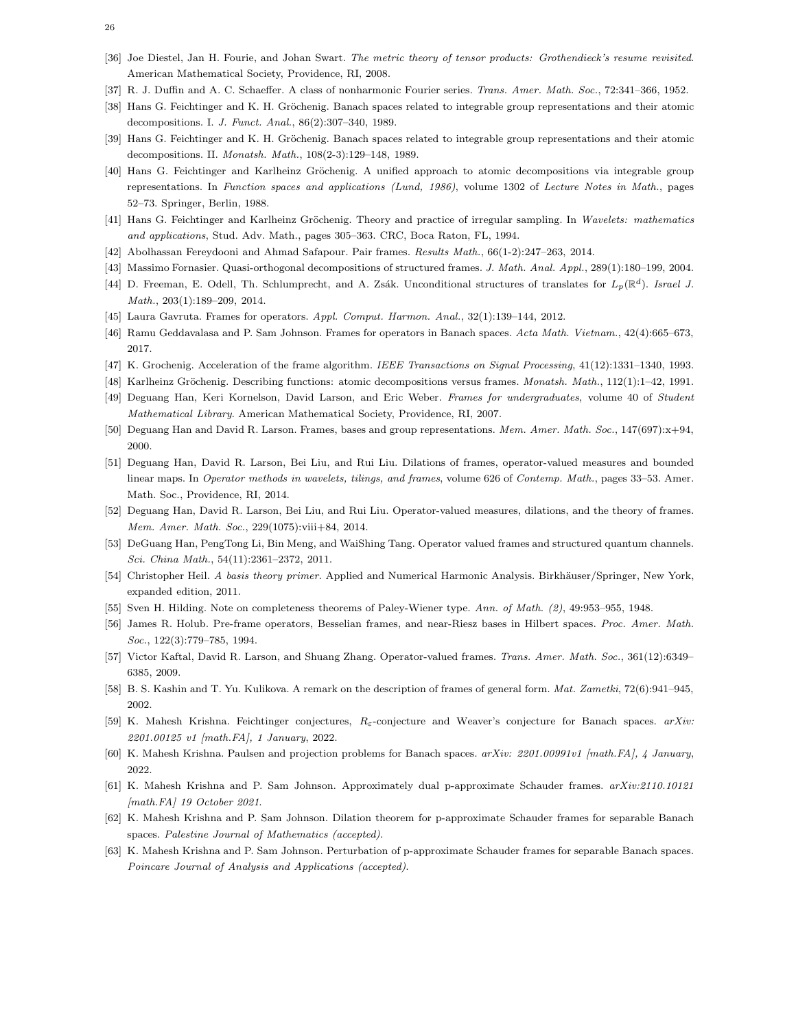[36] Joe Diestel, Jan H. Fourie, and Johan Swart. *The metric theory of tensor products: Grothendieck's resume revisited*. American Mathematical Society, Providence, RI, 2008.

[37] R. J. Duffin and A. C. Schaeffer. A class of nonharmonic Fourier series. *Trans. Amer. Math. Soc.*, 72:341–366, 1952.

[38] Hans G. Feichtinger and K. H. Gröchenig. Banach spaces related to integrable group representations and their atomic decompositions. I. *J. Funct. Anal.*, 86(2):307–340, 1989.

[39] Hans G. Feichtinger and K. H. Gröchenig. Banach spaces related to integrable group representations and their atomic decompositions. II. *Monatsh. Math.*, 108(2-3):129–148, 1989.

[40] Hans G. Feichtinger and Karlheinz Gröchenig. A unified approach to atomic decompositions via integrable group representations. In *Function spaces and applications (Lund, 1986)*, volume 1302 of *Lecture Notes in Math.*, pages 52–73. Springer, Berlin, 1988.

[41] Hans G. Feichtinger and Karlheinz Gröchenig. Theory and practice of irregular sampling. In *Wavelets: mathematics and applications*, Stud. Adv. Math., pages 305–363. CRC, Boca Raton, FL, 1994.

[42] Abolhassan Fereydooni and Ahmad Safapour. Pair frames. *Results Math.*, 66(1-2):247–263, 2014.

[43] Massimo Fornasier. Quasi-orthogonal decompositions of structured frames. *J. Math. Anal. Appl.*, 289(1):180–199, 2004.

[44] D. Freeman, E. Odell, Th. Schlumprecht, and A. Zsák. Unconditional structures of translates for $L_p(\mathbb{R}^d)$. *Israel J. Math.*, 203(1):189–209, 2014.

[45] Laura Gavruta. Frames for operators. *Appl. Comput. Harmon. Anal.*, 32(1):139–144, 2012.

[46] Ramu Geddavalasa and P. Sam Johnson. Frames for operators in Banach spaces. *Acta Math. Vietnam.*, 42(4):665–673, 2017.

[47] K. Grochenig. Acceleration of the frame algorithm. *IEEE Transactions on Signal Processing*, 41(12):1331–1340, 1993.

[48] Karlheinz Gröchenig. Describing functions: atomic decompositions versus frames. *Monatsh. Math.*, 112(1):1–42, 1991.

[49] Deguang Han, Keri Kornelson, David Larson, and Eric Weber. *Frames for undergraduates*, volume 40 of *Student Mathematical Library*. American Mathematical Society, Providence, RI, 2007.

[50] Deguang Han and David R. Larson. Frames, bases and group representations. *Mem. Amer. Math. Soc.*, 147(697):x+94, 2000.

[51] Deguang Han, David R. Larson, Bei Liu, and Rui Liu. Dilations of frames, operator-valued measures and bounded linear maps. In *Operator methods in wavelets, tilings, and frames*, volume 626 of *Contemp. Math.*, pages 33–53. Amer. Math. Soc., Providence, RI, 2014.

[52] Deguang Han, David R. Larson, Bei Liu, and Rui Liu. Operator-valued measures, dilations, and the theory of frames. *Mem. Amer. Math. Soc.*, 229(1075):viii+84, 2014.

[53] DeGuang Han, PengTong Li, Bin Meng, and WaiShing Tang. Operator valued frames and structured quantum channels. *Sci. China Math.*, 54(11):2361–2372, 2011.

[54] Christopher Heil. *A basis theory primer*. Applied and Numerical Harmonic Analysis. Birkhäuser/Springer, New York, expanded edition, 2011.

[55] Sven H. Hilding. Note on completeness theorems of Paley-Wiener type. *Ann. of Math. (2)*, 49:953–955, 1948.

[56] James R. Holub. Pre-frame operators, Besselian frames, and near-Riesz bases in Hilbert spaces. *Proc. Amer. Math. Soc.*, 122(3):779–785, 1994.

[57] Victor Kaftal, David R. Larson, and Shuang Zhang. Operator-valued frames. *Trans. Amer. Math. Soc.*, 361(12):6349–6385, 2009.

[58] B. S. Kashin and T. Yu. Kulikova. A remark on the description of frames of general form. *Mat. Zametki*, 72(6):941–945, 2002.

[59] K. Mahesh Krishna. Feichtinger conjectures, $R_\varepsilon$-conjecture and Weaver's conjecture for Banach spaces. *arXiv: 2201.00125 v1 [math.FA], 1 January*, 2022.

[60] K. Mahesh Krishna. Paulsen and projection problems for Banach spaces. *arXiv: 2201.00991v1 [math.FA], 4 January*, 2022.

[61] K. Mahesh Krishna and P. Sam Johnson. Approximately dual p-approximate Schauder frames. *arXiv:2110.10121 [math.FA] 19 October 2021*.

[62] K. Mahesh Krishna and P. Sam Johnson. Dilation theorem for p-approximate Schauder frames for separable Banach spaces. *Palestine Journal of Mathematics (accepted)*.

[63] K. Mahesh Krishna and P. Sam Johnson. Perturbation of p-approximate Schauder frames for separable Banach spaces. *Poincare Journal of Analysis and Applications (accepted)*.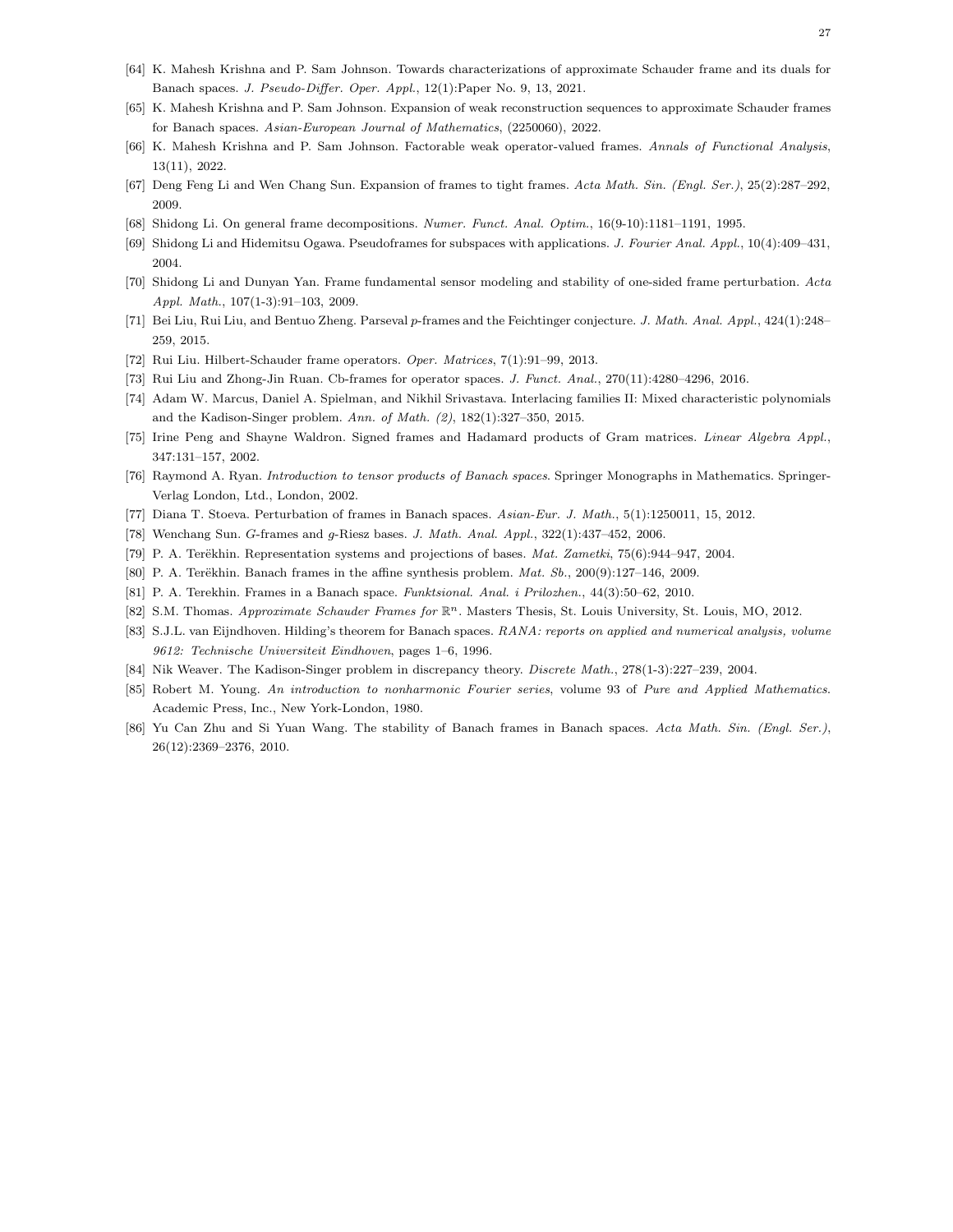[64] K. Mahesh Krishna and P. Sam Johnson. Towards characterizations of approximate Schauder frame and its duals for Banach spaces. *J. Pseudo-Differ. Oper. Appl.*, 12(1):Paper No. 9, 13, 2021.

[65] K. Mahesh Krishna and P. Sam Johnson. Expansion of weak reconstruction sequences to approximate Schauder frames for Banach spaces. *Asian-European Journal of Mathematics*, (2250060), 2022.

[66] K. Mahesh Krishna and P. Sam Johnson. Factorable weak operator-valued frames. *Annals of Functional Analysis*, 13(11), 2022.

[67] Deng Feng Li and Wen Chang Sun. Expansion of frames to tight frames. *Acta Math. Sin. (Engl. Ser.)*, 25(2):287–292, 2009.

[68] Shidong Li. On general frame decompositions. *Numer. Funct. Anal. Optim.*, 16(9-10):1181–1191, 1995.

[69] Shidong Li and Hidemitsu Ogawa. Pseudoframes for subspaces with applications. *J. Fourier Anal. Appl.*, 10(4):409–431, 2004.

[70] Shidong Li and Dunyan Yan. Frame fundamental sensor modeling and stability of one-sided frame perturbation. *Acta Appl. Math.*, 107(1-3):91–103, 2009.

[71] Bei Liu, Rui Liu, and Bentuo Zheng. Parseval $p$-frames and the Feichtinger conjecture. *J. Math. Anal. Appl.*, 424(1):248–259, 2015.

[72] Rui Liu. Hilbert-Schauder frame operators. *Oper. Matrices*, 7(1):91–99, 2013.

[73] Rui Liu and Zhong-Jin Ruan. Cb-frames for operator spaces. *J. Funct. Anal.*, 270(11):4280–4296, 2016.

[74] Adam W. Marcus, Daniel A. Spielman, and Nikhil Srivastava. Interlacing families II: Mixed characteristic polynomials and the Kadison-Singer problem. *Ann. of Math. (2)*, 182(1):327–350, 2015.

[75] Irine Peng and Shayne Waldron. Signed frames and Hadamard products of Gram matrices. *Linear Algebra Appl.*, 347:131–157, 2002.

[76] Raymond A. Ryan. *Introduction to tensor products of Banach spaces*. Springer Monographs in Mathematics. Springer-Verlag London, Ltd., London, 2002.

[77] Diana T. Stoeva. Perturbation of frames in Banach spaces. *Asian-Eur. J. Math.*, 5(1):1250011, 15, 2012.

[78] Wenchang Sun. $G$-frames and $g$-Riesz bases. *J. Math. Anal. Appl.*, 322(1):437–452, 2006.

[79] P. A. Terëkhin. Representation systems and projections of bases. *Mat. Zametki*, 75(6):944–947, 2004.

[80] P. A. Terëkhin. Banach frames in the affine synthesis problem. *Mat. Sb.*, 200(9):127–146, 2009.

[81] P. A. Terekhin. Frames in a Banach space. *Funktsional. Anal. i Prilozhen.*, 44(3):50–62, 2010.

[82] S.M. Thomas. *Approximate Schauder Frames for* $\mathbb{R}^n$. Masters Thesis, St. Louis University, St. Louis, MO, 2012.

[83] S.J.L. van Eijndhoven. Hilding's theorem for Banach spaces. *RANA: reports on applied and numerical analysis, volume 9612: Technische Universiteit Eindhoven*, pages 1–6, 1996.

[84] Nik Weaver. The Kadison-Singer problem in discrepancy theory. *Discrete Math.*, 278(1-3):227–239, 2004.

[85] Robert M. Young. *An introduction to nonharmonic Fourier series*, volume 93 of *Pure and Applied Mathematics*. Academic Press, Inc., New York-London, 1980.

[86] Yu Can Zhu and Si Yuan Wang. The stability of Banach frames in Banach spaces. *Acta Math. Sin. (Engl. Ser.)*, 26(12):2369–2376, 2010.